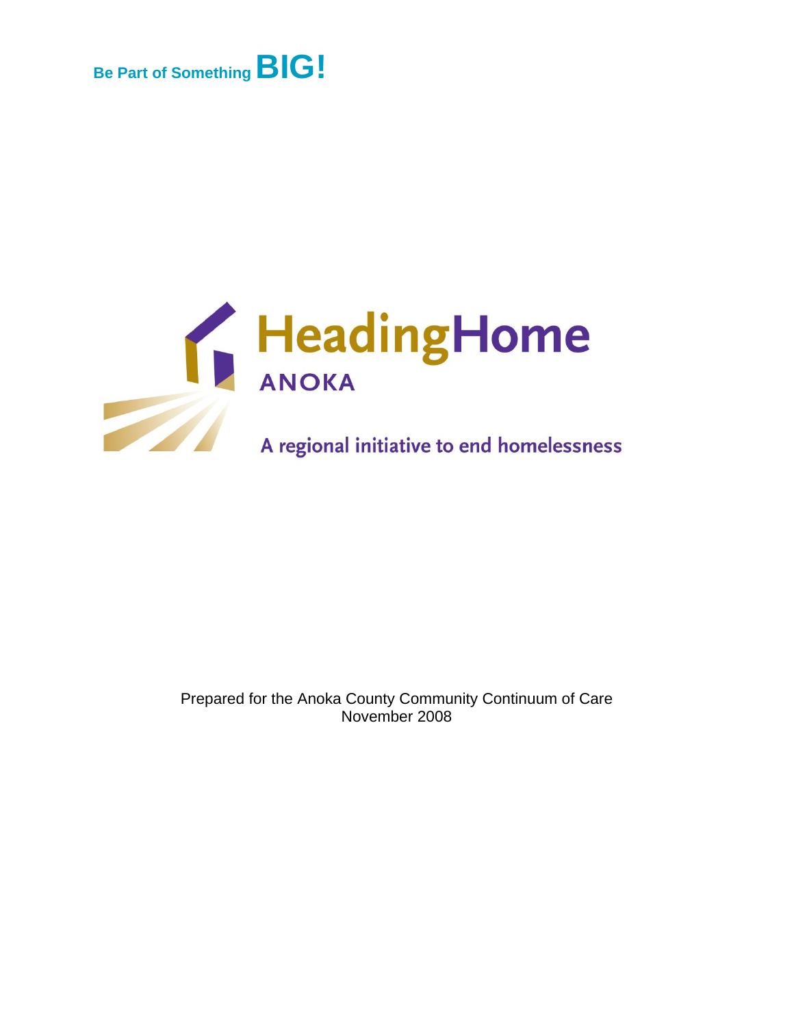Be Part of Something **BIG!**

# HeadingHome

## ANOKA

A regional initiative to end homelessness

Prepared for the Anoka County Community Continuum of Care
November 2008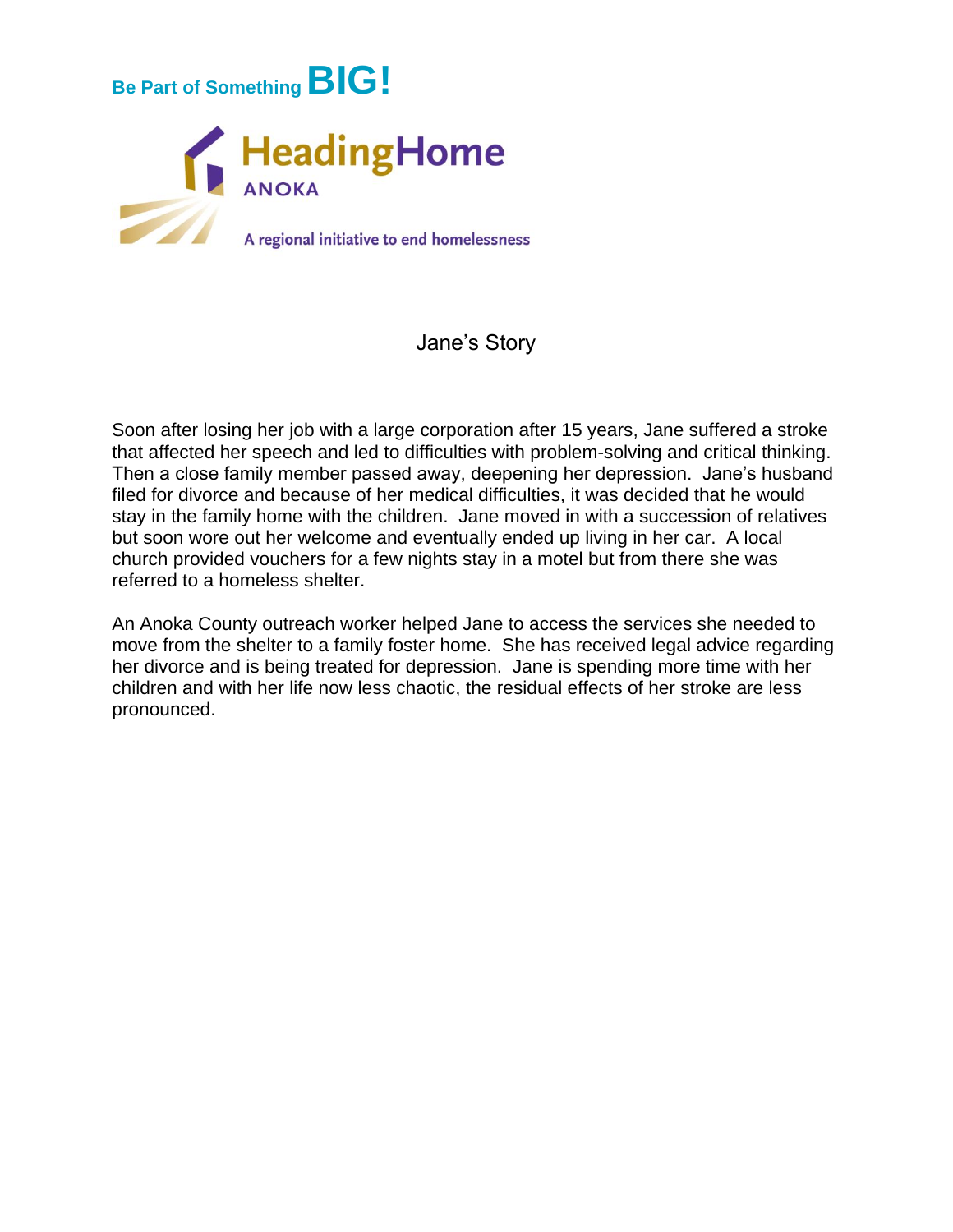Be Part of Something **BIG!**

HeadingHome
ANOKA

A regional initiative to end homelessness

## Jane's Story

Soon after losing her job with a large corporation after 15 years, Jane suffered a stroke that affected her speech and led to difficulties with problem-solving and critical thinking. Then a close family member passed away, deepening her depression. Jane's husband filed for divorce and because of her medical difficulties, it was decided that he would stay in the family home with the children. Jane moved in with a succession of relatives but soon wore out her welcome and eventually ended up living in her car. A local church provided vouchers for a few nights stay in a motel but from there she was referred to a homeless shelter.

An Anoka County outreach worker helped Jane to access the services she needed to move from the shelter to a family foster home. She has received legal advice regarding her divorce and is being treated for depression. Jane is spending more time with her children and with her life now less chaotic, the residual effects of her stroke are less pronounced.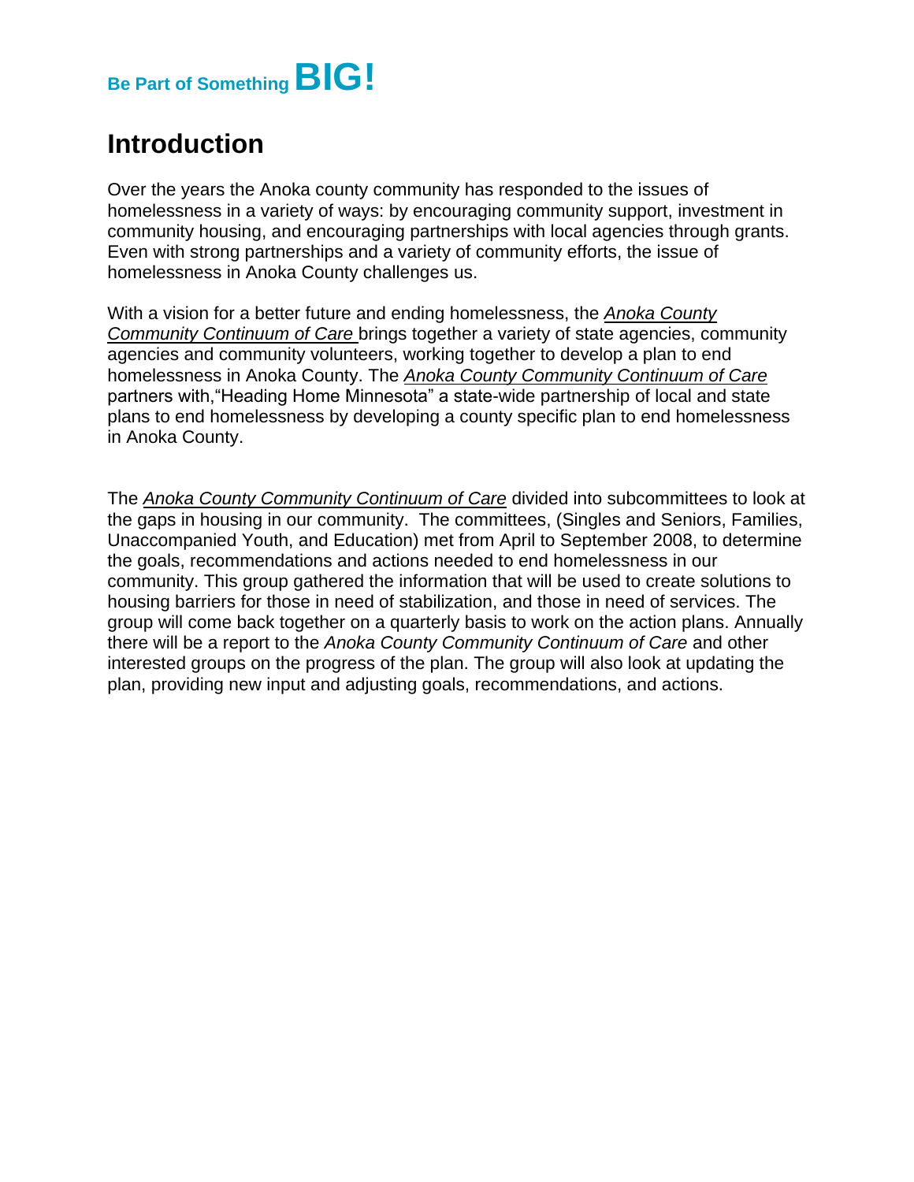Be Part of Something **BIG!**

## Introduction

Over the years the Anoka county community has responded to the issues of homelessness in a variety of ways: by encouraging community support, investment in community housing, and encouraging partnerships with local agencies through grants. Even with strong partnerships and a variety of community efforts, the issue of homelessness in Anoka County challenges us.

With a vision for a better future and ending homelessness, the *Anoka County Community Continuum of Care* brings together a variety of state agencies, community agencies and community volunteers, working together to develop a plan to end homelessness in Anoka County. The *Anoka County Community Continuum of Care* partners with,"Heading Home Minnesota" a state-wide partnership of local and state plans to end homelessness by developing a county specific plan to end homelessness in Anoka County.

The *Anoka County Community Continuum of Care* divided into subcommittees to look at the gaps in housing in our community. The committees, (Singles and Seniors, Families, Unaccompanied Youth, and Education) met from April to September 2008, to determine the goals, recommendations and actions needed to end homelessness in our community. This group gathered the information that will be used to create solutions to housing barriers for those in need of stabilization, and those in need of services. The group will come back together on a quarterly basis to work on the action plans. Annually there will be a report to the *Anoka County Community Continuum of Care* and other interested groups on the progress of the plan. The group will also look at updating the plan, providing new input and adjusting goals, recommendations, and actions.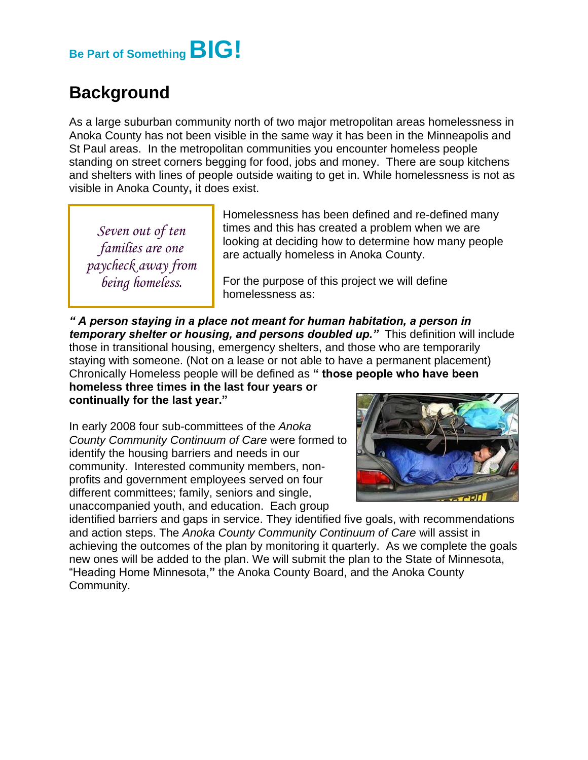Be Part of Something **BIG!**

## Background

As a large suburban community north of two major metropolitan areas homelessness in Anoka County has not been visible in the same way it has been in the Minneapolis and St Paul areas. In the metropolitan communities you encounter homeless people standing on street corners begging for food, jobs and money. There are soup kitchens and shelters with lines of people outside waiting to get in. While homelessness is not as visible in Anoka County**,** it does exist.

> *Seven out of ten families are one paycheck away from being homeless.*

Homelessness has been defined and re-defined many times and this has created a problem when we are looking at deciding how to determine how many people are actually homeless in Anoka County.

For the purpose of this project we will define homelessness as:

***" A person staying in a place not meant for human habitation, a person in temporary shelter or housing, and persons doubled up."*** This definition will include those in transitional housing, emergency shelters, and those who are temporarily staying with someone. (Not on a lease or not able to have a permanent placement) Chronically Homeless people will be defined as **" those people who have been homeless three times in the last four years or continually for the last year."**

In early 2008 four sub-committees of the *Anoka County Community Continuum of Care* were formed to identify the housing barriers and needs in our community. Interested community members, non-profits and government employees served on four different committees; family, seniors and single, unaccompanied youth, and education. Each group identified barriers and gaps in service. They identified five goals, with recommendations and action steps. The *Anoka County Community Continuum of Care* will assist in achieving the outcomes of the plan by monitoring it quarterly. As we complete the goals new ones will be added to the plan. We will submit the plan to the State of Minnesota, "Heading Home Minnesota,**"** the Anoka County Board, and the Anoka County Community.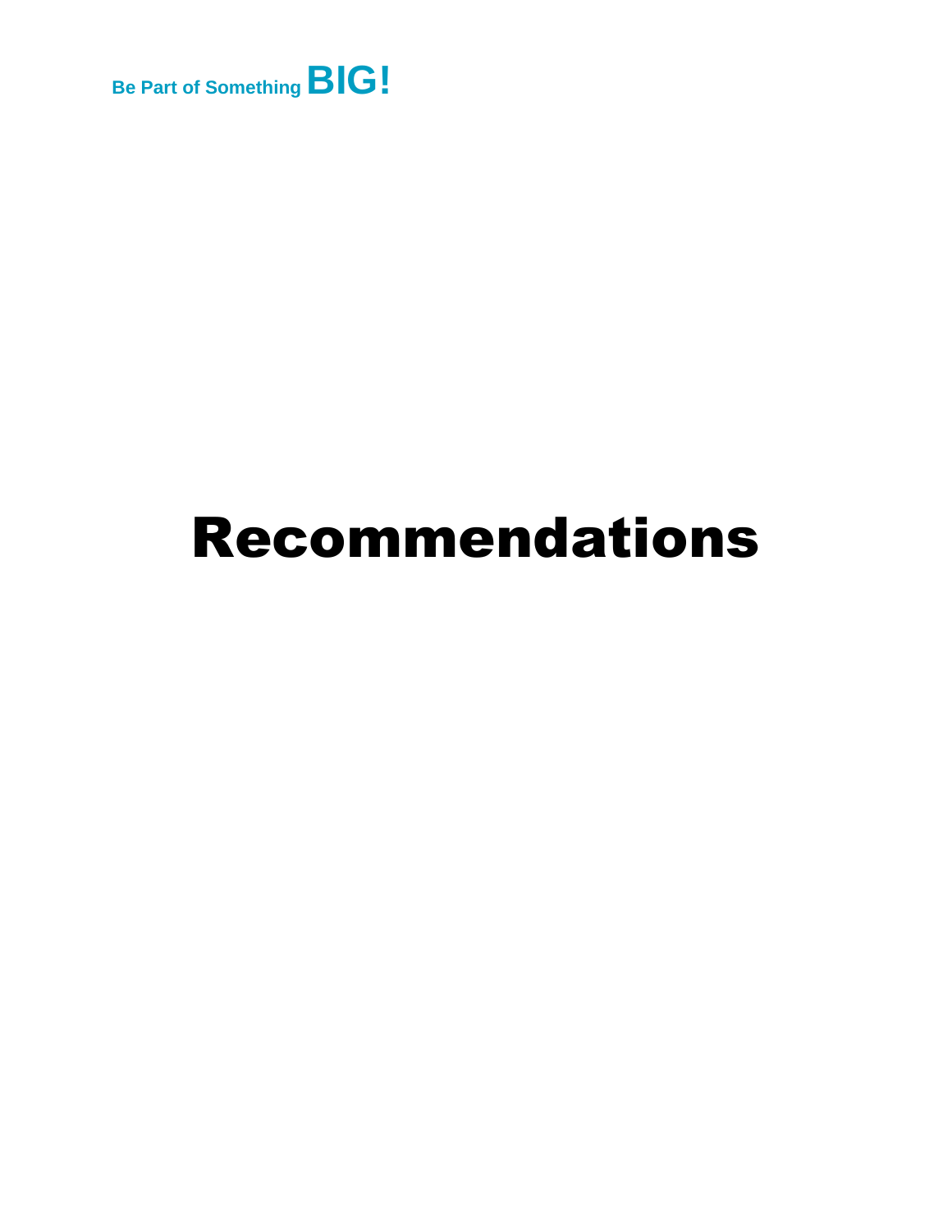Be Part of Something **BIG!**

# Recommendations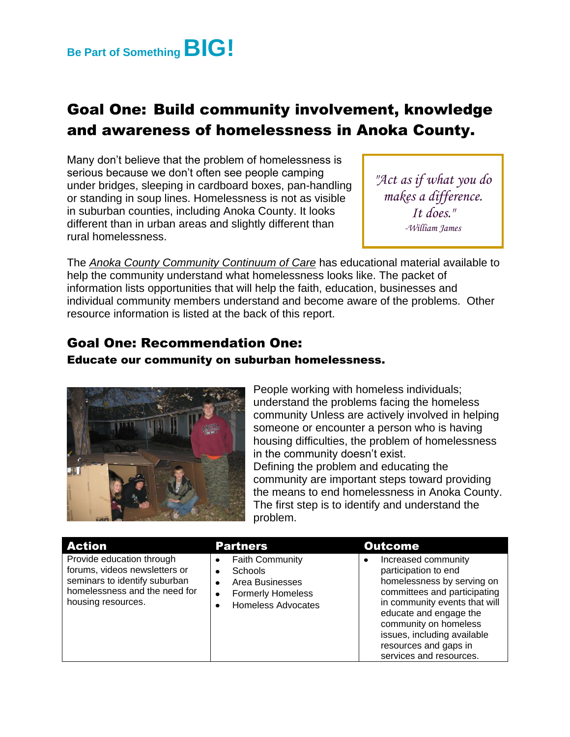Be Part of Something **BIG!**

# Goal One: Build community involvement, knowledge and awareness of homelessness in Anoka County.

Many don't believe that the problem of homelessness is serious because we don't often see people camping under bridges, sleeping in cardboard boxes, pan-handling or standing in soup lines. Homelessness is not as visible in suburban counties, including Anoka County. It looks different than in urban areas and slightly different than rural homelessness.

> *"Act as if what you do makes a difference. It does."*
> *-William James*

The *Anoka County Community Continuum of Care* has educational material available to help the community understand what homelessness looks like. The packet of information lists opportunities that will help the faith, education, businesses and individual community members understand and become aware of the problems. Other resource information is listed at the back of this report.

## Goal One: Recommendation One:

### Educate our community on suburban homelessness.

People working with homeless individuals; understand the problems facing the homeless community Unless are actively involved in helping someone or encounter a person who is having housing difficulties, the problem of homelessness in the community doesn't exist.
Defining the problem and educating the community are important steps toward providing the means to end homelessness in Anoka County. The first step is to identify and understand the problem.

| Action | Partners | Outcome |
| --- | --- | --- |
| Provide education through forums, videos newsletters or seminars to identify suburban homelessness and the need for housing resources. | • Faith Community<br>• Schools<br>• Area Businesses<br>• Formerly Homeless<br>• Homeless Advocates | • Increased community participation to end homelessness by serving on committees and participating in community events that will educate and engage the community on homeless issues, including available resources and gaps in services and resources. |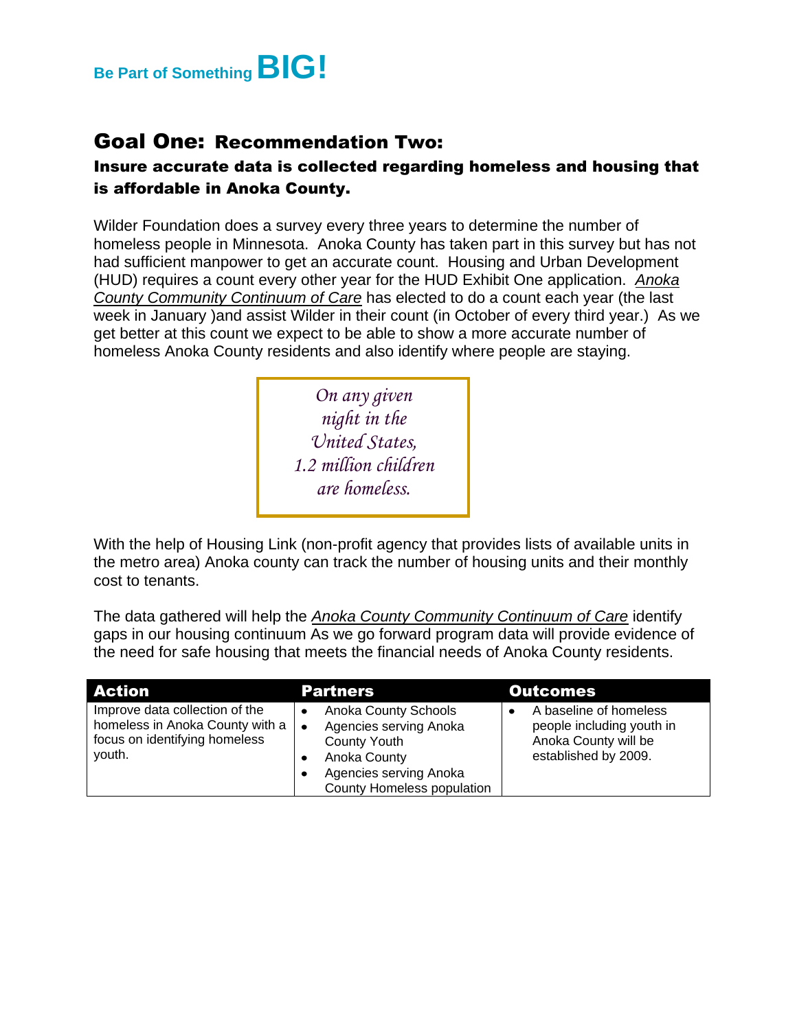Be Part of Something **BIG!**

## Goal One: Recommendation Two:

### Insure accurate data is collected regarding homeless and housing that is affordable in Anoka County.

Wilder Foundation does a survey every three years to determine the number of homeless people in Minnesota. Anoka County has taken part in this survey but has not had sufficient manpower to get an accurate count. Housing and Urban Development (HUD) requires a count every other year for the HUD Exhibit One application. *Anoka County Community Continuum of Care* has elected to do a count each year (the last week in January )and assist Wilder in their count (in October of every third year.) As we get better at this count we expect to be able to show a more accurate number of homeless Anoka County residents and also identify where people are staying.

> *On any given night in the United States, 1.2 million children are homeless.*

With the help of Housing Link (non-profit agency that provides lists of available units in the metro area) Anoka county can track the number of housing units and their monthly cost to tenants.

The data gathered will help the *Anoka County Community Continuum of Care* identify gaps in our housing continuum As we go forward program data will provide evidence of the need for safe housing that meets the financial needs of Anoka County residents.

| Action | Partners | Outcomes |
|---|---|---|
| Improve data collection of the homeless in Anoka County with a focus on identifying homeless youth. | • Anoka County Schools<br>• Agencies serving Anoka County Youth<br>• Anoka County<br>• Agencies serving Anoka County Homeless population | • A baseline of homeless people including youth in Anoka County will be established by 2009. |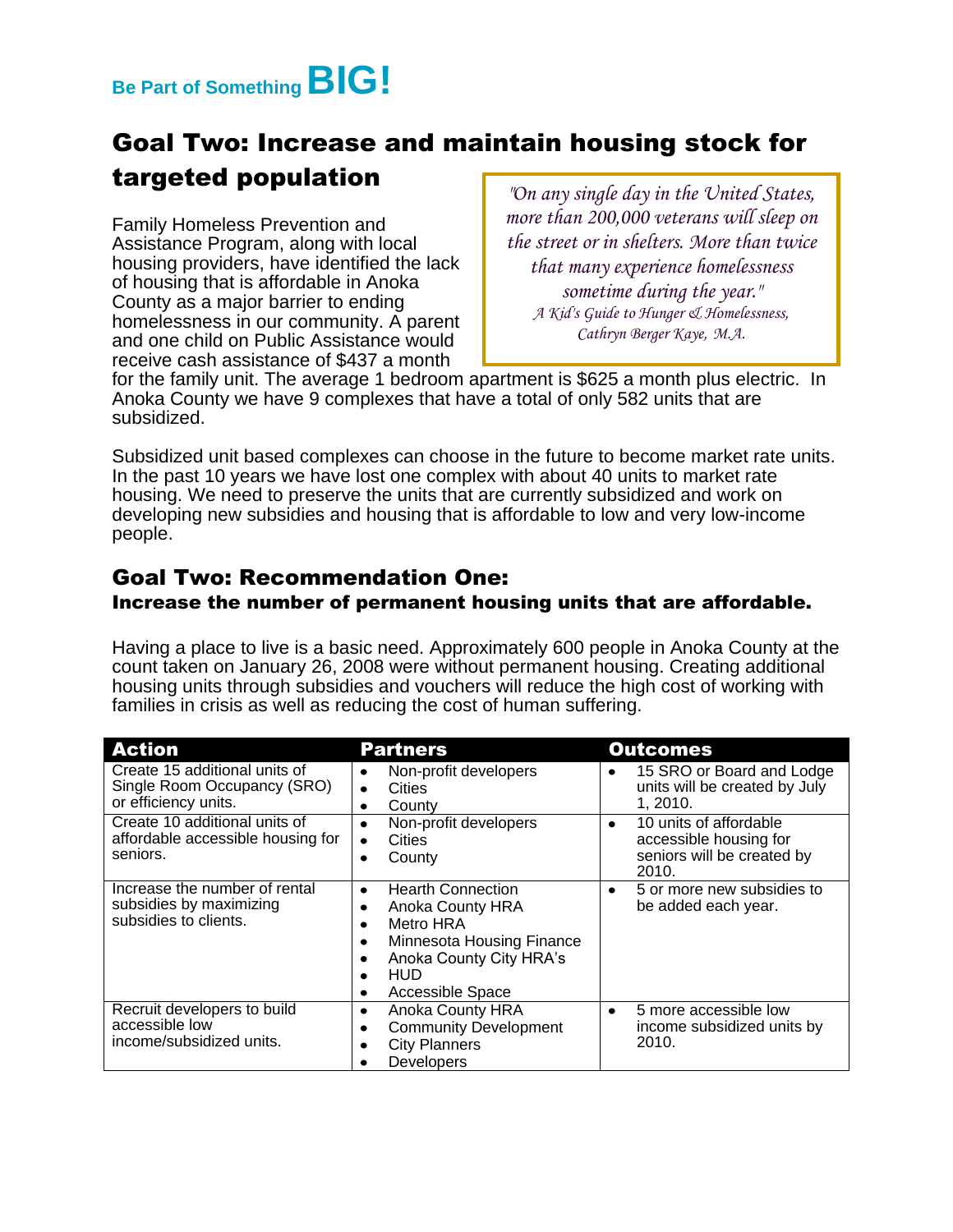# Goal Two: Increase and maintain housing stock for targeted population

> *"On any single day in the United States, more than 200,000 veterans will sleep on the street or in shelters. More than twice that many experience homelessness sometime during the year."*
> *A Kid's Guide to Hunger & Homelessness, Cathryn Berger Kaye, M.A.*

Family Homeless Prevention and Assistance Program, along with local housing providers, have identified the lack of housing that is affordable in Anoka County as a major barrier to ending homelessness in our community. A parent and one child on Public Assistance would receive cash assistance of $437 a month for the family unit. The average 1 bedroom apartment is $625 a month plus electric. In Anoka County we have 9 complexes that have a total of only 582 units that are subsidized.

Subsidized unit based complexes can choose in the future to become market rate units. In the past 10 years we have lost one complex with about 40 units to market rate housing. We need to preserve the units that are currently subsidized and work on developing new subsidies and housing that is affordable to low and very low-income people.

## Goal Two: Recommendation One:

### Increase the number of permanent housing units that are affordable.

Having a place to live is a basic need. Approximately 600 people in Anoka County at the count taken on January 26, 2008 were without permanent housing. Creating additional housing units through subsidies and vouchers will reduce the high cost of working with families in crisis as well as reducing the cost of human suffering.

| Action | Partners | Outcomes |
|---|---|---|
| Create 15 additional units of Single Room Occupancy (SRO) or efficiency units. | • Non-profit developers<br>• Cities<br>• County | • 15 SRO or Board and Lodge units will be created by July 1, 2010. |
| Create 10 additional units of affordable accessible housing for seniors. | • Non-profit developers<br>• Cities<br>• County | • 10 units of affordable accessible housing for seniors will be created by 2010. |
| Increase the number of rental subsidies by maximizing subsidies to clients. | • Hearth Connection<br>• Anoka County HRA<br>• Metro HRA<br>• Minnesota Housing Finance<br>• Anoka County City HRA's<br>• HUD<br>• Accessible Space | • 5 or more new subsidies to be added each year. |
| Recruit developers to build accessible low income/subsidized units. | • Anoka County HRA<br>• Community Development<br>• City Planners<br>• Developers | • 5 more accessible low income subsidized units by 2010. |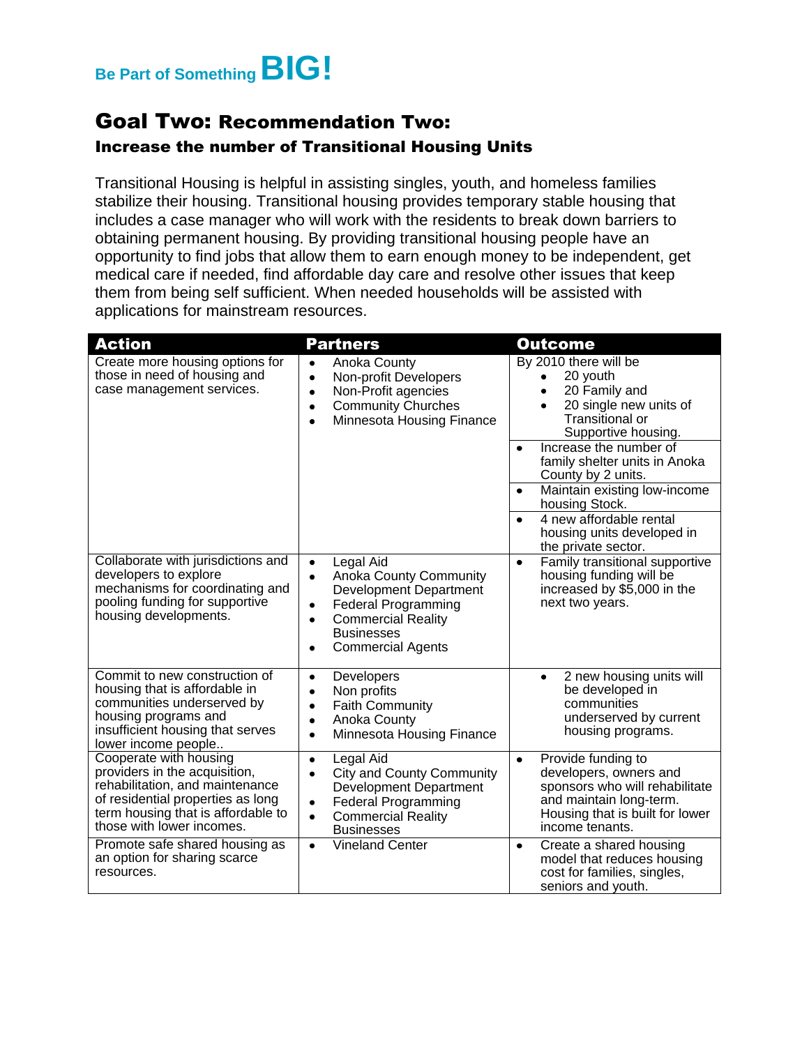Be Part of Something **BIG!**

## Goal Two: Recommendation Two:

### Increase the number of Transitional Housing Units

Transitional Housing is helpful in assisting singles, youth, and homeless families stabilize their housing. Transitional housing provides temporary stable housing that includes a case manager who will work with the residents to break down barriers to obtaining permanent housing. By providing transitional housing people have an opportunity to find jobs that allow them to earn enough money to be independent, get medical care if needed, find affordable day care and resolve other issues that keep them from being self sufficient. When needed households will be assisted with applications for mainstream resources.

| Action | Partners | Outcome |
|---|---|---|
| Create more housing options for those in need of housing and case management services. | • Anoka County<br>• Non-profit Developers<br>• Non-Profit agencies<br>• Community Churches<br>• Minnesota Housing Finance | By 2010 there will be<br>• 20 youth<br>• 20 Family and<br>• 20 single new units of Transitional or Supportive housing.<br>• Increase the number of family shelter units in Anoka County by 2 units.<br>• Maintain existing low-income housing Stock.<br>• 4 new affordable rental housing units developed in the private sector. |
| Collaborate with jurisdictions and developers to explore mechanisms for coordinating and pooling funding for supportive housing developments. | • Legal Aid<br>• Anoka County Community Development Department<br>• Federal Programming<br>• Commercial Reality Businesses<br>• Commercial Agents | • Family transitional supportive housing funding will be increased by $5,000 in the next two years. |
| Commit to new construction of housing that is affordable in communities underserved by housing programs and insufficient housing that serves lower income people.. | • Developers<br>• Non profits<br>• Faith Community<br>• Anoka County<br>• Minnesota Housing Finance | • 2 new housing units will be developed in communities underserved by current housing programs. |
| Cooperate with housing providers in the acquisition, rehabilitation, and maintenance of residential properties as long term housing that is affordable to those with lower incomes. | • Legal Aid<br>• City and County Community Development Department<br>• Federal Programming<br>• Commercial Reality Businesses | • Provide funding to developers, owners and sponsors who will rehabilitate and maintain long-term. Housing that is built for lower income tenants. |
| Promote safe shared housing as an option for sharing scarce resources. | • Vineland Center | • Create a shared housing model that reduces housing cost for families, singles, seniors and youth. |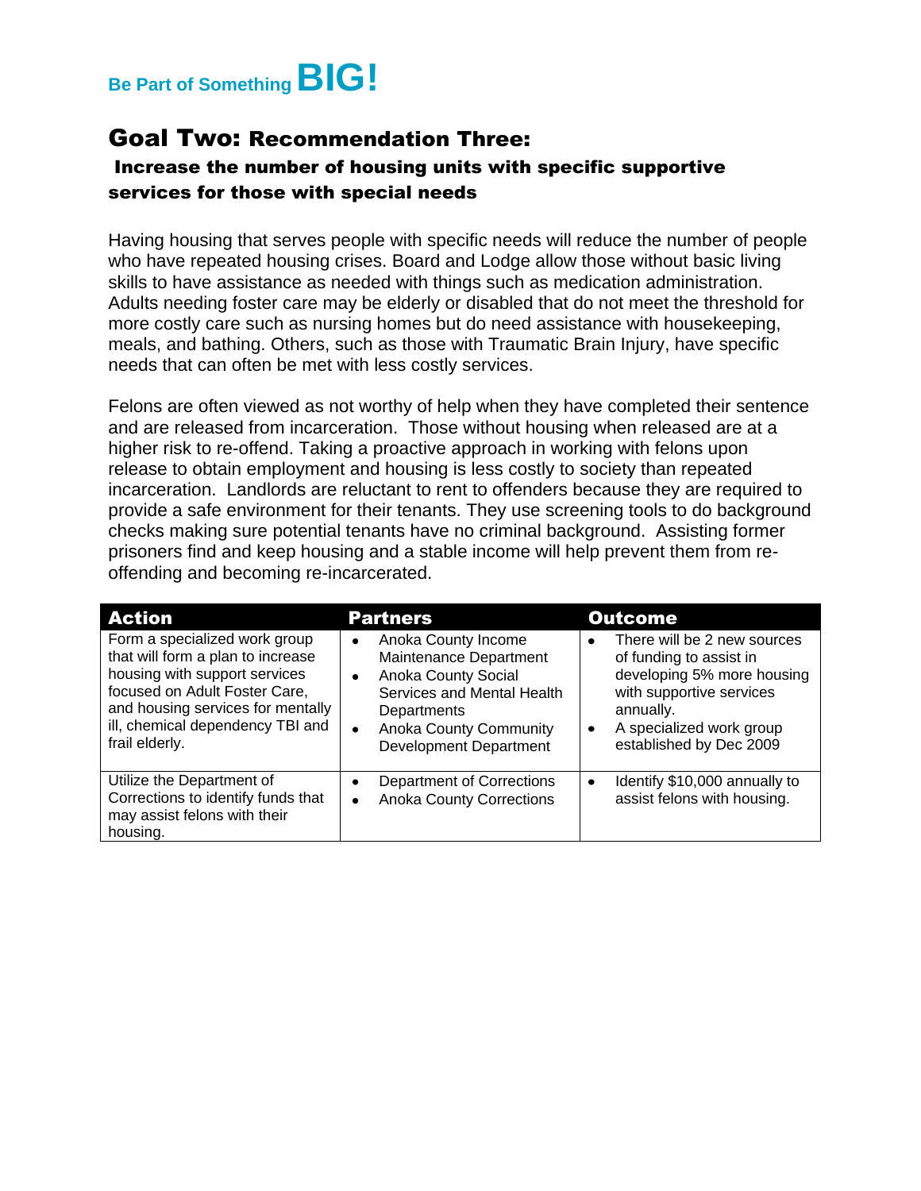## Goal Two: Recommendation Three:

### Increase the number of housing units with specific supportive services for those with special needs

Having housing that serves people with specific needs will reduce the number of people who have repeated housing crises. Board and Lodge allow those without basic living skills to have assistance as needed with things such as medication administration. Adults needing foster care may be elderly or disabled that do not meet the threshold for more costly care such as nursing homes but do need assistance with housekeeping, meals, and bathing. Others, such as those with Traumatic Brain Injury, have specific needs that can often be met with less costly services.

Felons are often viewed as not worthy of help when they have completed their sentence and are released from incarceration. Those without housing when released are at a higher risk to re-offend. Taking a proactive approach in working with felons upon release to obtain employment and housing is less costly to society than repeated incarceration. Landlords are reluctant to rent to offenders because they are required to provide a safe environment for their tenants. They use screening tools to do background checks making sure potential tenants have no criminal background. Assisting former prisoners find and keep housing and a stable income will help prevent them from re-offending and becoming re-incarcerated.

| Action | Partners | Outcome |
|---|---|---|
| Form a specialized work group that will form a plan to increase housing with support services focused on Adult Foster Care, and housing services for mentally ill, chemical dependency TBI and frail elderly. | • Anoka County Income Maintenance Department<br>• Anoka County Social Services and Mental Health Departments<br>• Anoka County Community Development Department | • There will be 2 new sources of funding to assist in developing 5% more housing with supportive services annually.<br>• A specialized work group established by Dec 2009 |
| Utilize the Department of Corrections to identify funds that may assist felons with their housing. | • Department of Corrections<br>• Anoka County Corrections | • Identify $10,000 annually to assist felons with housing. |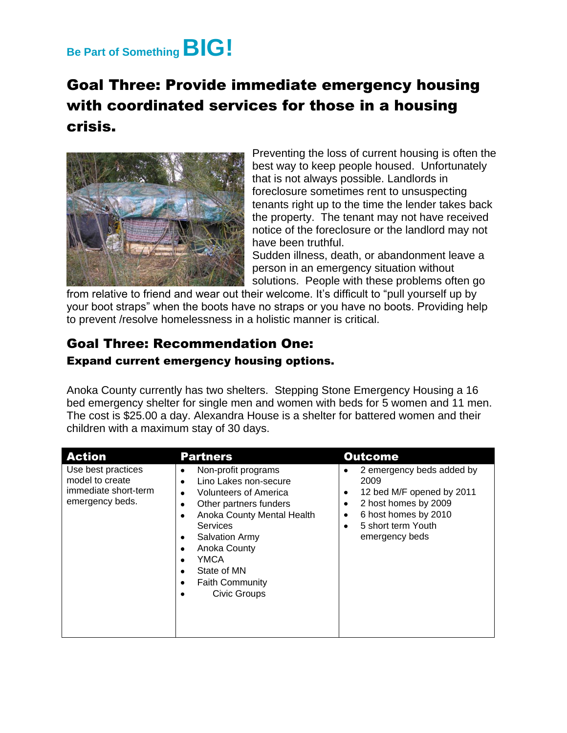Be Part of Something **BIG!**

## Goal Three: Provide immediate emergency housing with coordinated services for those in a housing crisis.

Preventing the loss of current housing is often the best way to keep people housed. Unfortunately that is not always possible. Landlords in foreclosure sometimes rent to unsuspecting tenants right up to the time the lender takes back the property. The tenant may not have received notice of the foreclosure or the landlord may not have been truthful.

Sudden illness, death, or abandonment leave a person in an emergency situation without solutions. People with these problems often go from relative to friend and wear out their welcome. It's difficult to "pull yourself up by your boot straps" when the boots have no straps or you have no boots. Providing help to prevent /resolve homelessness in a holistic manner is critical.

### Goal Three: Recommendation One:

#### Expand current emergency housing options.

Anoka County currently has two shelters. Stepping Stone Emergency Housing a 16 bed emergency shelter for single men and women with beds for 5 women and 11 men. The cost is $25.00 a day. Alexandra House is a shelter for battered women and their children with a maximum stay of 30 days.

| Action | Partners | Outcome |
|---|---|---|
| Use best practices model to create immediate short-term emergency beds. | • Non-profit programs<br>• Lino Lakes non-secure<br>• Volunteers of America<br>• Other partners funders<br>• Anoka County Mental Health Services<br>• Salvation Army<br>• Anoka County<br>• YMCA<br>• State of MN<br>• Faith Community<br>• Civic Groups | • 2 emergency beds added by 2009<br>• 12 bed M/F opened by 2011<br>• 2 host homes by 2009<br>• 6 host homes by 2010<br>• 5 short term Youth emergency beds |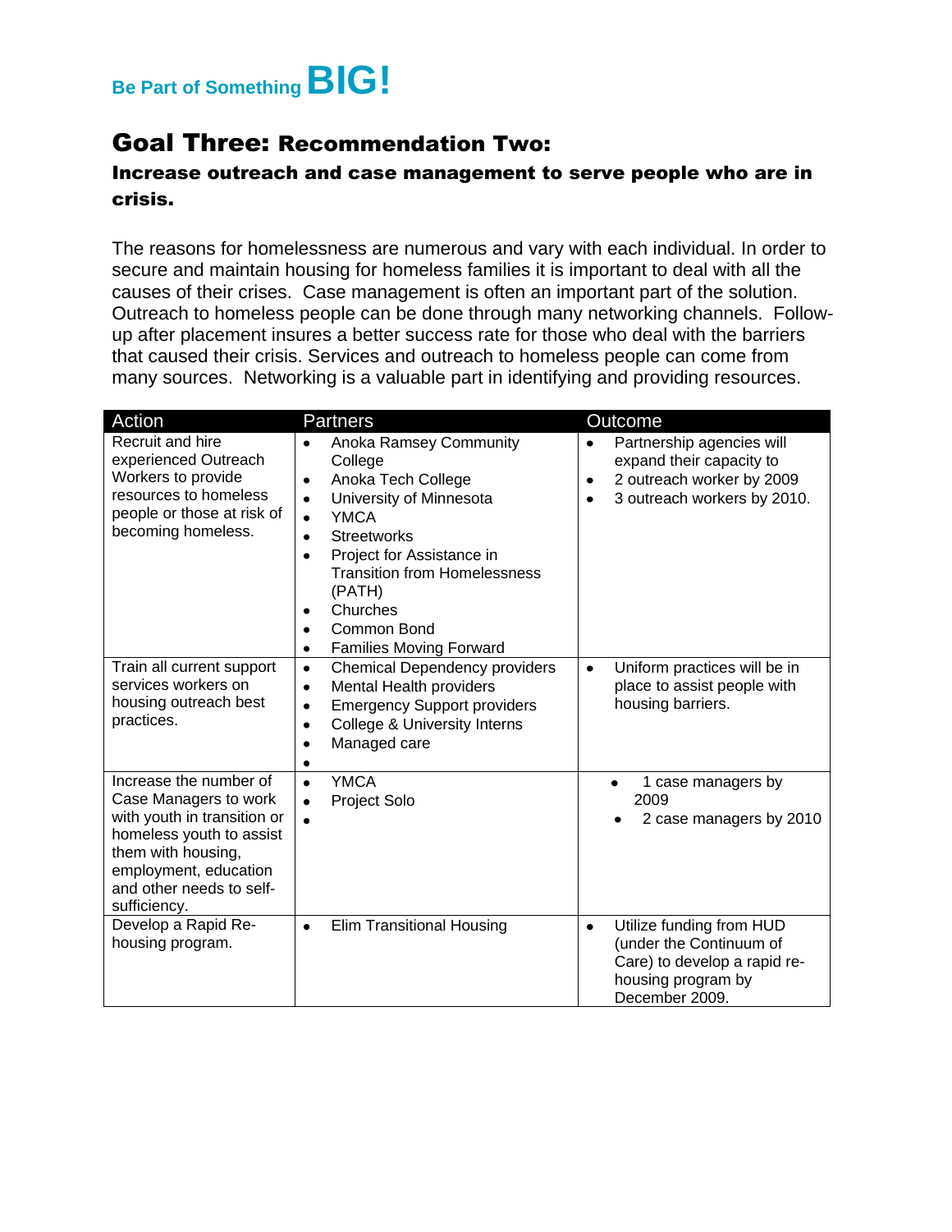Be Part of Something **BIG!**

## Goal Three: Recommendation Two:

### Increase outreach and case management to serve people who are in crisis.

The reasons for homelessness are numerous and vary with each individual. In order to secure and maintain housing for homeless families it is important to deal with all the causes of their crises. Case management is often an important part of the solution. Outreach to homeless people can be done through many networking channels. Follow-up after placement insures a better success rate for those who deal with the barriers that caused their crisis. Services and outreach to homeless people can come from many sources. Networking is a valuable part in identifying and providing resources.

| Action | Partners | Outcome |
| --- | --- | --- |
| Recruit and hire experienced Outreach Workers to provide resources to homeless people or those at risk of becoming homeless. | • Anoka Ramsey Community College<br>• Anoka Tech College<br>• University of Minnesota<br>• YMCA<br>• Streetworks<br>• Project for Assistance in Transition from Homelessness (PATH)<br>• Churches<br>• Common Bond<br>• Families Moving Forward | • Partnership agencies will expand their capacity to<br>• 2 outreach worker by 2009<br>• 3 outreach workers by 2010. |
| Train all current support services workers on housing outreach best practices. | • Chemical Dependency providers<br>• Mental Health providers<br>• Emergency Support providers<br>• College & University Interns<br>• Managed care<br>• | • Uniform practices will be in place to assist people with housing barriers. |
| Increase the number of Case Managers to work with youth in transition or homeless youth to assist them with housing, employment, education and other needs to self-sufficiency. | • YMCA<br>• Project Solo<br>• | • 1 case managers by 2009<br>• 2 case managers by 2010 |
| Develop a Rapid Re-housing program. | • Elim Transitional Housing | • Utilize funding from HUD (under the Continuum of Care) to develop a rapid re-housing program by December 2009. |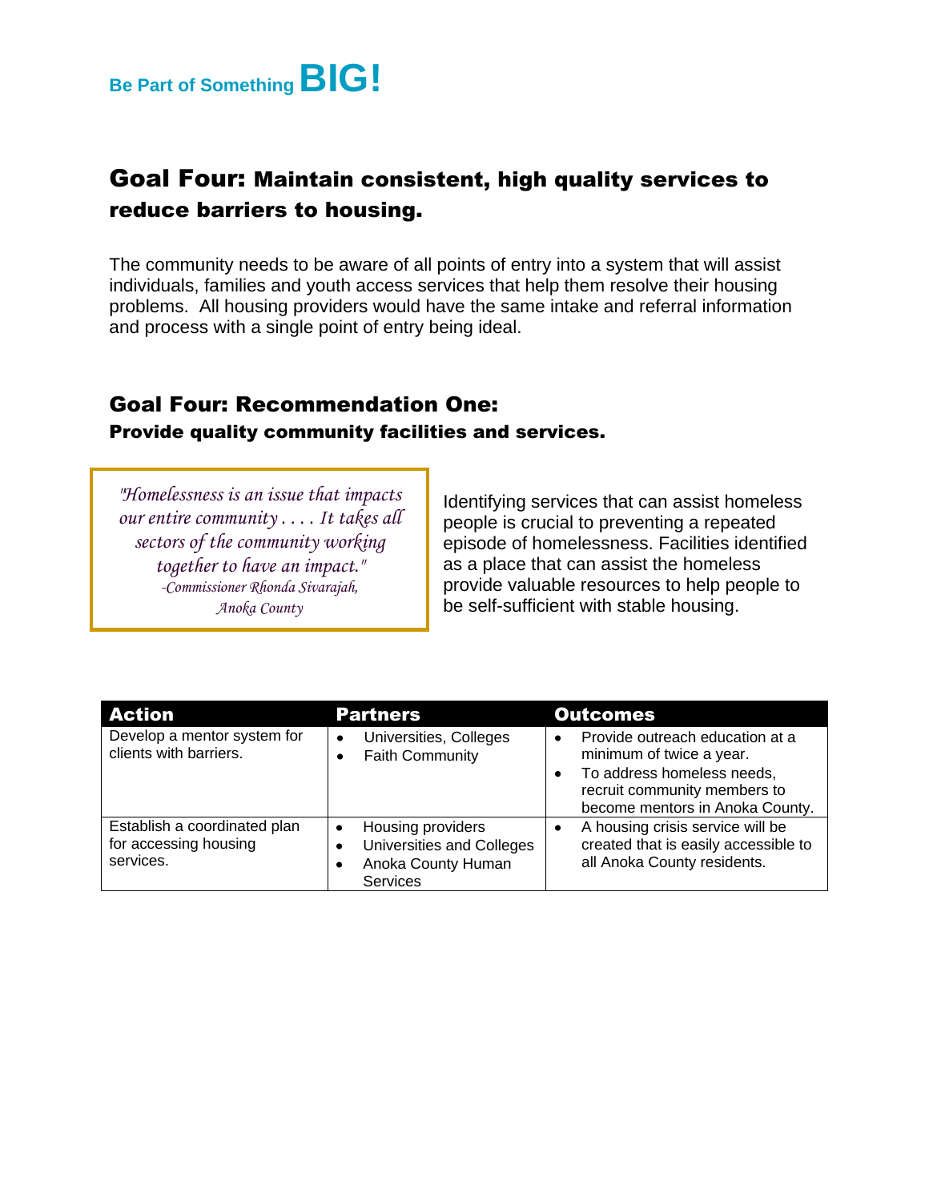## Goal Four: Maintain consistent, high quality services to reduce barriers to housing.

The community needs to be aware of all points of entry into a system that will assist individuals, families and youth access services that help them resolve their housing problems. All housing providers would have the same intake and referral information and process with a single point of entry being ideal.

### Goal Four: Recommendation One:

**Provide quality community facilities and services.**

> *"Homelessness is an issue that impacts our entire community . . . . It takes all sectors of the community working together to have an impact."*
> *-Commissioner Rhonda Sivarajah, Anoka County*

Identifying services that can assist homeless people is crucial to preventing a repeated episode of homelessness. Facilities identified as a place that can assist the homeless provide valuable resources to help people to be self-sufficient with stable housing.

| Action | Partners | Outcomes |
|---|---|---|
| Develop a mentor system for clients with barriers. | • Universities, Colleges<br>• Faith Community | • Provide outreach education at a minimum of twice a year.<br>• To address homeless needs, recruit community members to become mentors in Anoka County. |
| Establish a coordinated plan for accessing housing services. | • Housing providers<br>• Universities and Colleges<br>• Anoka County Human Services | • A housing crisis service will be created that is easily accessible to all Anoka County residents. |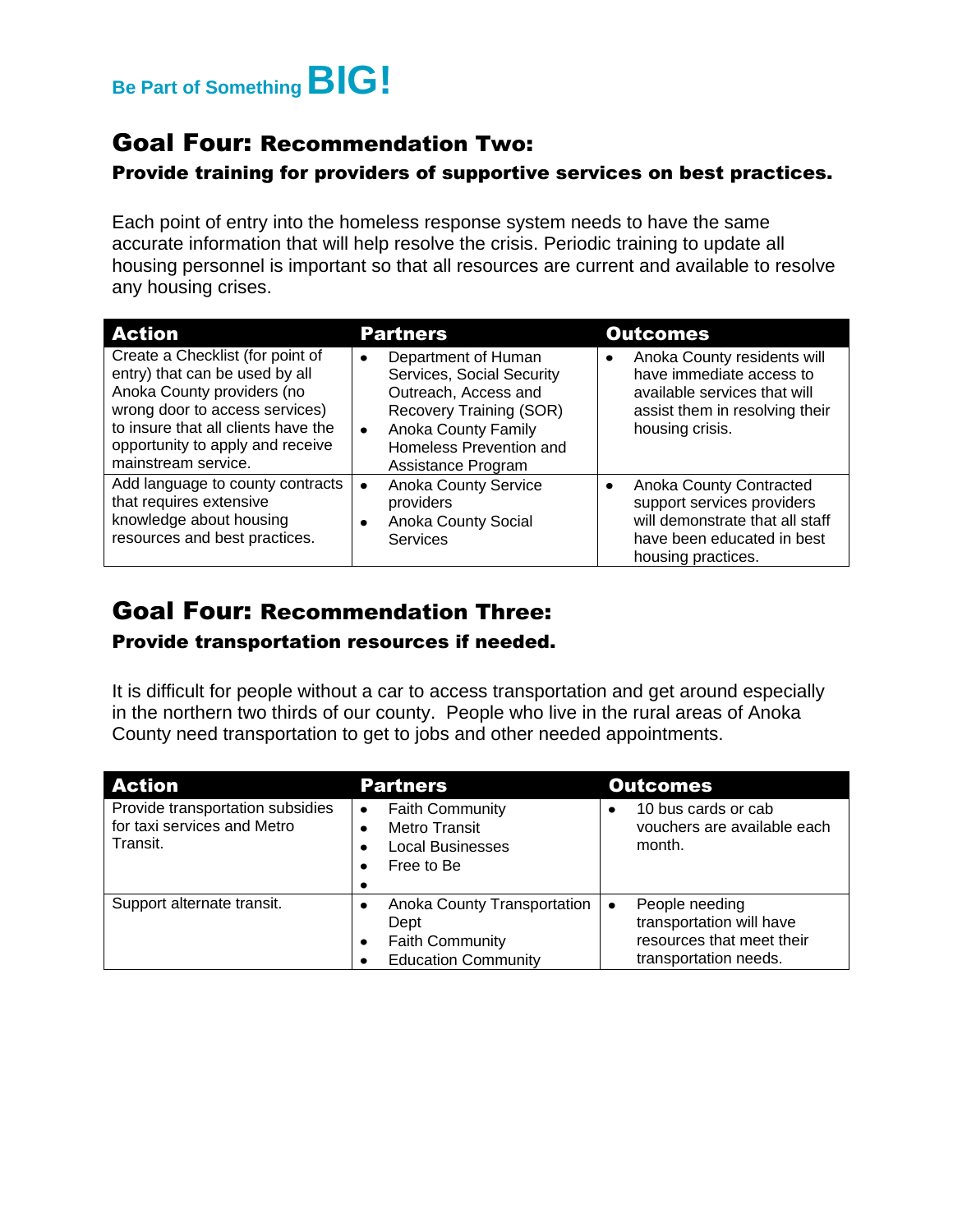Be Part of Something **BIG!**

## Goal Four: Recommendation Two:

### Provide training for providers of supportive services on best practices.

Each point of entry into the homeless response system needs to have the same accurate information that will help resolve the crisis. Periodic training to update all housing personnel is important so that all resources are current and available to resolve any housing crises.

| Action | Partners | Outcomes |
|---|---|---|
| Create a Checklist (for point of entry) that can be used by all Anoka County providers (no wrong door to access services) to insure that all clients have the opportunity to apply and receive mainstream service. | • Department of Human Services, Social Security Outreach, Access and Recovery Training (SOR)<br>• Anoka County Family Homeless Prevention and Assistance Program | • Anoka County residents will have immediate access to available services that will assist them in resolving their housing crisis. |
| Add language to county contracts that requires extensive knowledge about housing resources and best practices. | • Anoka County Service providers<br>• Anoka County Social Services | • Anoka County Contracted support services providers will demonstrate that all staff have been educated in best housing practices. |

## Goal Four: Recommendation Three:

### Provide transportation resources if needed.

It is difficult for people without a car to access transportation and get around especially in the northern two thirds of our county. People who live in the rural areas of Anoka County need transportation to get to jobs and other needed appointments.

| Action | Partners | Outcomes |
|---|---|---|
| Provide transportation subsidies for taxi services and Metro Transit. | • Faith Community<br>• Metro Transit<br>• Local Businesses<br>• Free to Be<br>• | • 10 bus cards or cab vouchers are available each month. |
| Support alternate transit. | • Anoka County Transportation Dept<br>• Faith Community<br>• Education Community | • People needing transportation will have resources that meet their transportation needs. |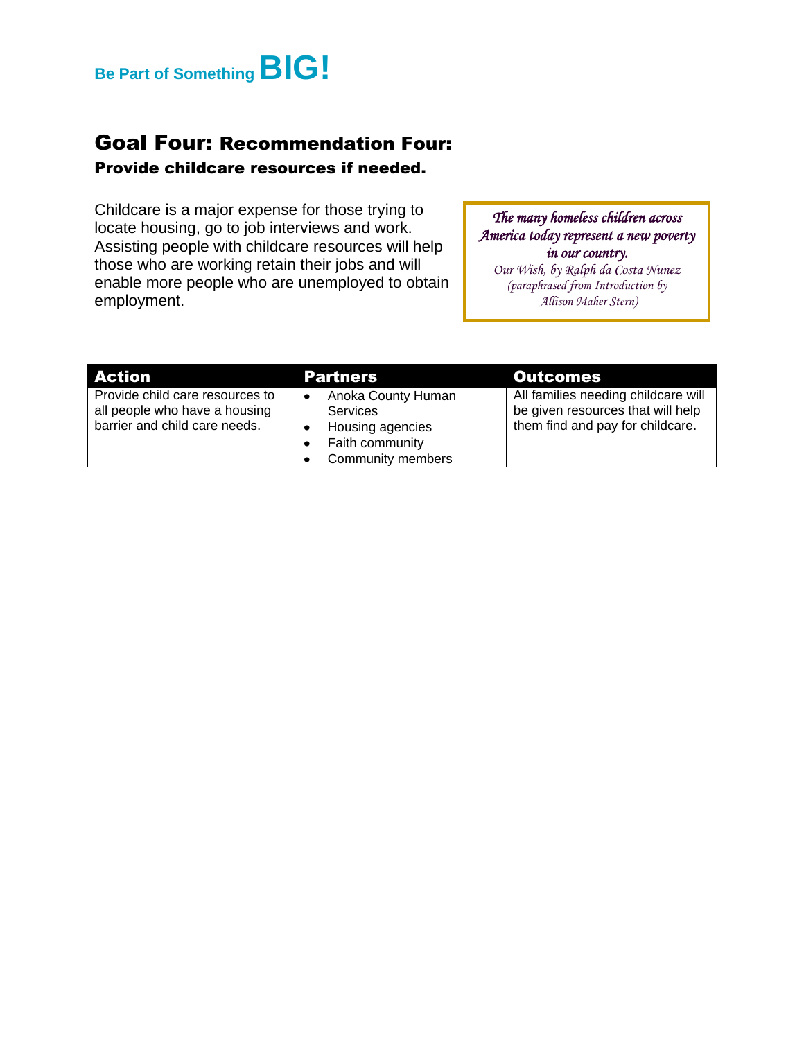Be Part of Something **BIG!**

## Goal Four: Recommendation Four:

### Provide childcare resources if needed.

Childcare is a major expense for those trying to locate housing, go to job interviews and work. Assisting people with childcare resources will help those who are working retain their jobs and will enable more people who are unemployed to obtain employment.

> *The many homeless children across America today represent a new poverty in our country.*
>
> *Our Wish, by Ralph da Costa Nunez (paraphrased from Introduction by Allison Maher Stern)*

| Action | Partners | Outcomes |
|---|---|---|
| Provide child care resources to all people who have a housing barrier and child care needs. | • Anoka County Human Services<br>• Housing agencies<br>• Faith community<br>• Community members | All families needing childcare will be given resources that will help them find and pay for childcare. |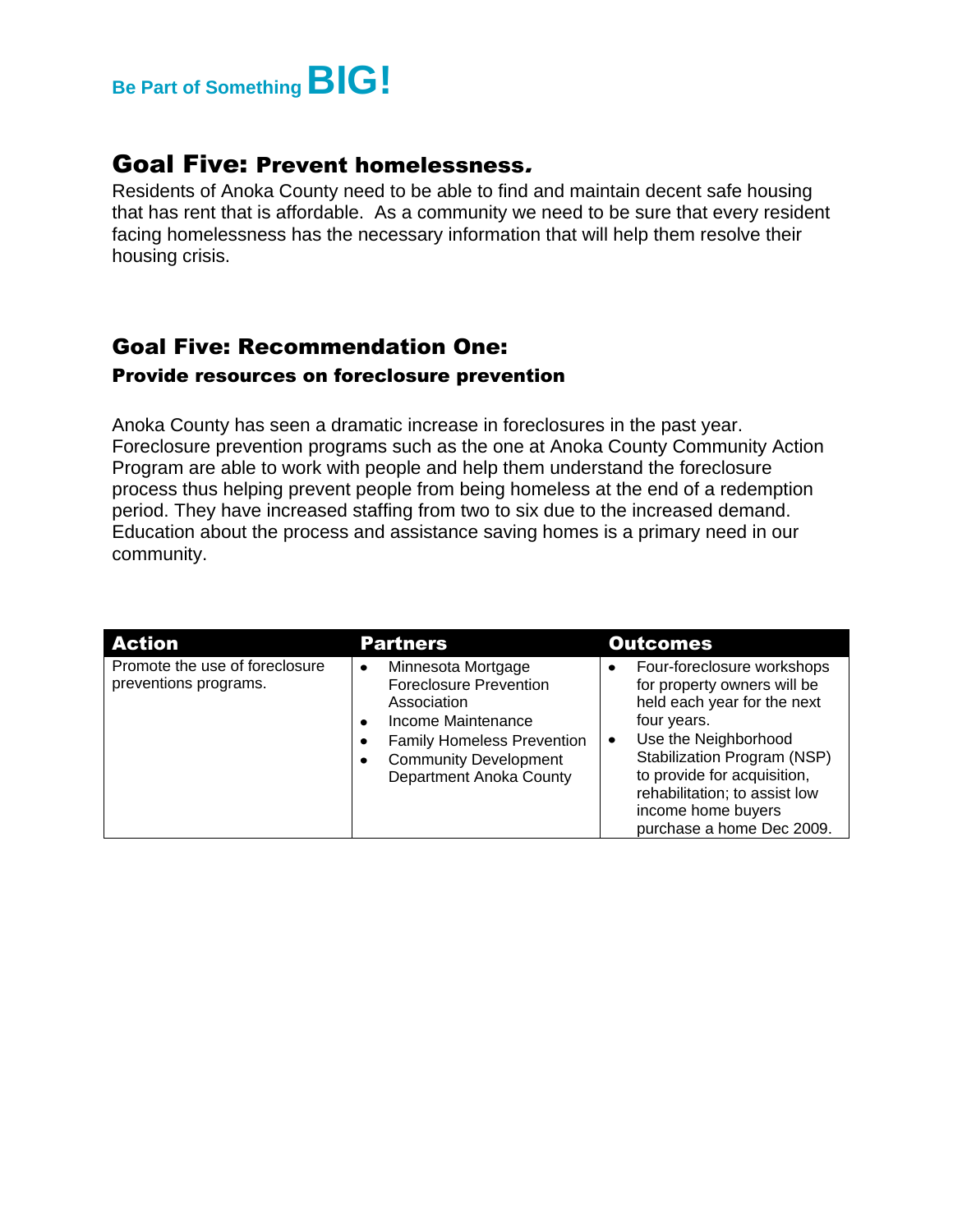Be Part of Something **BIG!**

## Goal Five: Prevent homelessness.

Residents of Anoka County need to be able to find and maintain decent safe housing that has rent that is affordable. As a community we need to be sure that every resident facing homelessness has the necessary information that will help them resolve their housing crisis.

## Goal Five: Recommendation One:

### Provide resources on foreclosure prevention

Anoka County has seen a dramatic increase in foreclosures in the past year. Foreclosure prevention programs such as the one at Anoka County Community Action Program are able to work with people and help them understand the foreclosure process thus helping prevent people from being homeless at the end of a redemption period. They have increased staffing from two to six due to the increased demand. Education about the process and assistance saving homes is a primary need in our community.

| Action | Partners | Outcomes |
| --- | --- | --- |
| Promote the use of foreclosure preventions programs. | • Minnesota Mortgage Foreclosure Prevention Association<br>• Income Maintenance<br>• Family Homeless Prevention<br>• Community Development Department Anoka County | • Four-foreclosure workshops for property owners will be held each year for the next four years.<br>• Use the Neighborhood Stabilization Program (NSP) to provide for acquisition, rehabilitation; to assist low income home buyers purchase a home Dec 2009. |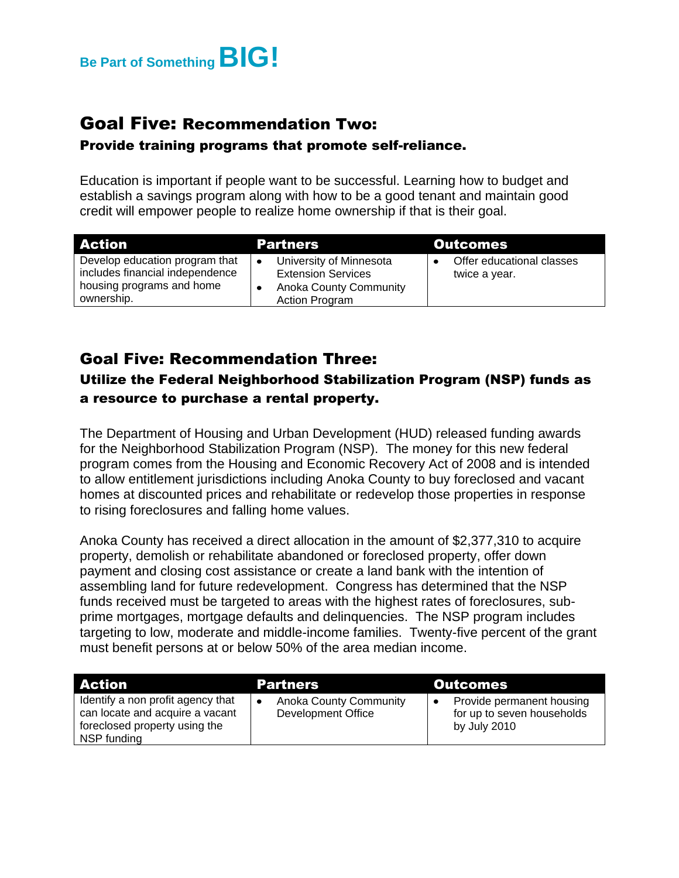## Goal Five: Recommendation Two:

### Provide training programs that promote self-reliance.

Education is important if people want to be successful. Learning how to budget and establish a savings program along with how to be a good tenant and maintain good credit will empower people to realize home ownership if that is their goal.

| Action | Partners | Outcomes |
|---|---|---|
| Develop education program that includes financial independence housing programs and home ownership. | • University of Minnesota Extension Services<br>• Anoka County Community Action Program | • Offer educational classes twice a year. |

## Goal Five: Recommendation Three:

### Utilize the Federal Neighborhood Stabilization Program (NSP) funds as a resource to purchase a rental property.

The Department of Housing and Urban Development (HUD) released funding awards for the Neighborhood Stabilization Program (NSP). The money for this new federal program comes from the Housing and Economic Recovery Act of 2008 and is intended to allow entitlement jurisdictions including Anoka County to buy foreclosed and vacant homes at discounted prices and rehabilitate or redevelop those properties in response to rising foreclosures and falling home values.

Anoka County has received a direct allocation in the amount of $2,377,310 to acquire property, demolish or rehabilitate abandoned or foreclosed property, offer down payment and closing cost assistance or create a land bank with the intention of assembling land for future redevelopment. Congress has determined that the NSP funds received must be targeted to areas with the highest rates of foreclosures, sub-prime mortgages, mortgage defaults and delinquencies. The NSP program includes targeting to low, moderate and middle-income families. Twenty-five percent of the grant must benefit persons at or below 50% of the area median income.

| Action | Partners | Outcomes |
|---|---|---|
| Identify a non profit agency that can locate and acquire a vacant foreclosed property using the NSP funding | • Anoka County Community Development Office | • Provide permanent housing for up to seven households by July 2010 |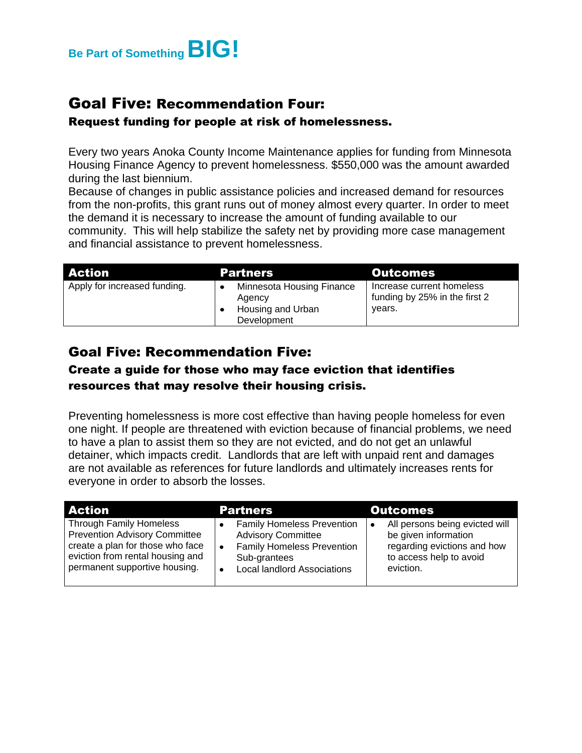## Goal Five: Recommendation Four:

### Request funding for people at risk of homelessness.

Every two years Anoka County Income Maintenance applies for funding from Minnesota Housing Finance Agency to prevent homelessness. $550,000 was the amount awarded during the last biennium.

Because of changes in public assistance policies and increased demand for resources from the non-profits, this grant runs out of money almost every quarter. In order to meet the demand it is necessary to increase the amount of funding available to our community. This will help stabilize the safety net by providing more case management and financial assistance to prevent homelessness.

| Action | Partners | Outcomes |
|---|---|---|
| Apply for increased funding. | • Minnesota Housing Finance Agency<br>• Housing and Urban Development | Increase current homeless funding by 25% in the first 2 years. |

## Goal Five: Recommendation Five:

### Create a guide for those who may face eviction that identifies resources that may resolve their housing crisis.

Preventing homelessness is more cost effective than having people homeless for even one night. If people are threatened with eviction because of financial problems, we need to have a plan to assist them so they are not evicted, and do not get an unlawful detainer, which impacts credit. Landlords that are left with unpaid rent and damages are not available as references for future landlords and ultimately increases rents for everyone in order to absorb the losses.

| Action | Partners | Outcomes |
|---|---|---|
| Through Family Homeless Prevention Advisory Committee create a plan for those who face eviction from rental housing and permanent supportive housing. | • Family Homeless Prevention Advisory Committee<br>• Family Homeless Prevention Sub-grantees<br>• Local landlord Associations | • All persons being evicted will be given information regarding evictions and how to access help to avoid eviction. |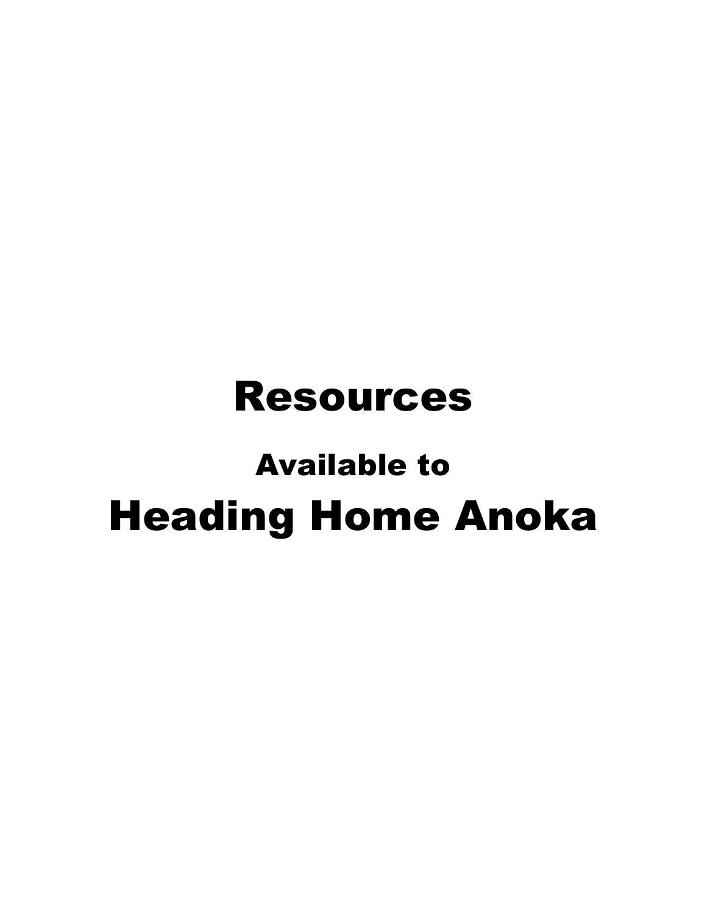# Resources

## Available to

# Heading Home Anoka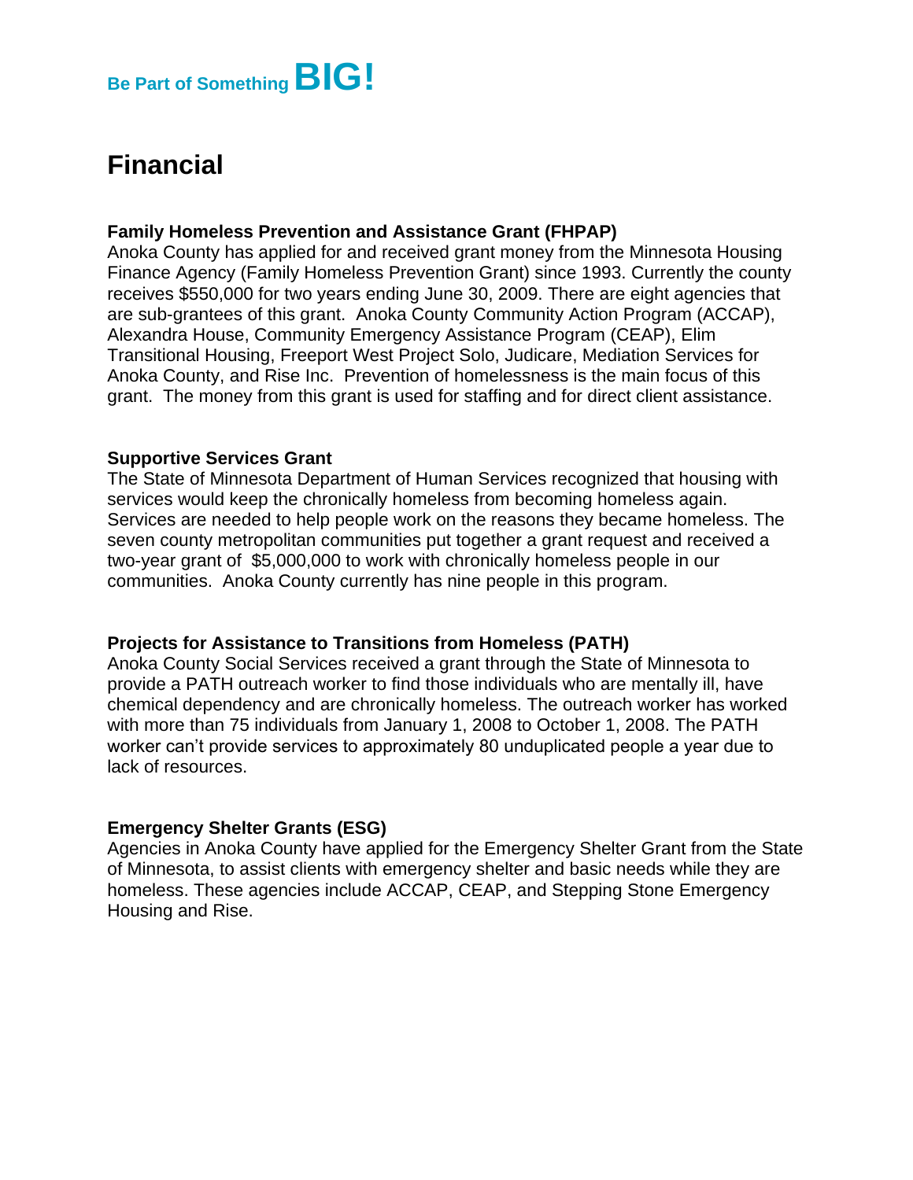# Financial

### Family Homeless Prevention and Assistance Grant (FHPAP)

Anoka County has applied for and received grant money from the Minnesota Housing Finance Agency (Family Homeless Prevention Grant) since 1993. Currently the county receives $550,000 for two years ending June 30, 2009. There are eight agencies that are sub-grantees of this grant. Anoka County Community Action Program (ACCAP), Alexandra House, Community Emergency Assistance Program (CEAP), Elim Transitional Housing, Freeport West Project Solo, Judicare, Mediation Services for Anoka County, and Rise Inc. Prevention of homelessness is the main focus of this grant. The money from this grant is used for staffing and for direct client assistance.

### Supportive Services Grant

The State of Minnesota Department of Human Services recognized that housing with services would keep the chronically homeless from becoming homeless again. Services are needed to help people work on the reasons they became homeless. The seven county metropolitan communities put together a grant request and received a two-year grant of $5,000,000 to work with chronically homeless people in our communities. Anoka County currently has nine people in this program.

### Projects for Assistance to Transitions from Homeless (PATH)

Anoka County Social Services received a grant through the State of Minnesota to provide a PATH outreach worker to find those individuals who are mentally ill, have chemical dependency and are chronically homeless. The outreach worker has worked with more than 75 individuals from January 1, 2008 to October 1, 2008. The PATH worker can't provide services to approximately 80 unduplicated people a year due to lack of resources.

### Emergency Shelter Grants (ESG)

Agencies in Anoka County have applied for the Emergency Shelter Grant from the State of Minnesota, to assist clients with emergency shelter and basic needs while they are homeless. These agencies include ACCAP, CEAP, and Stepping Stone Emergency Housing and Rise.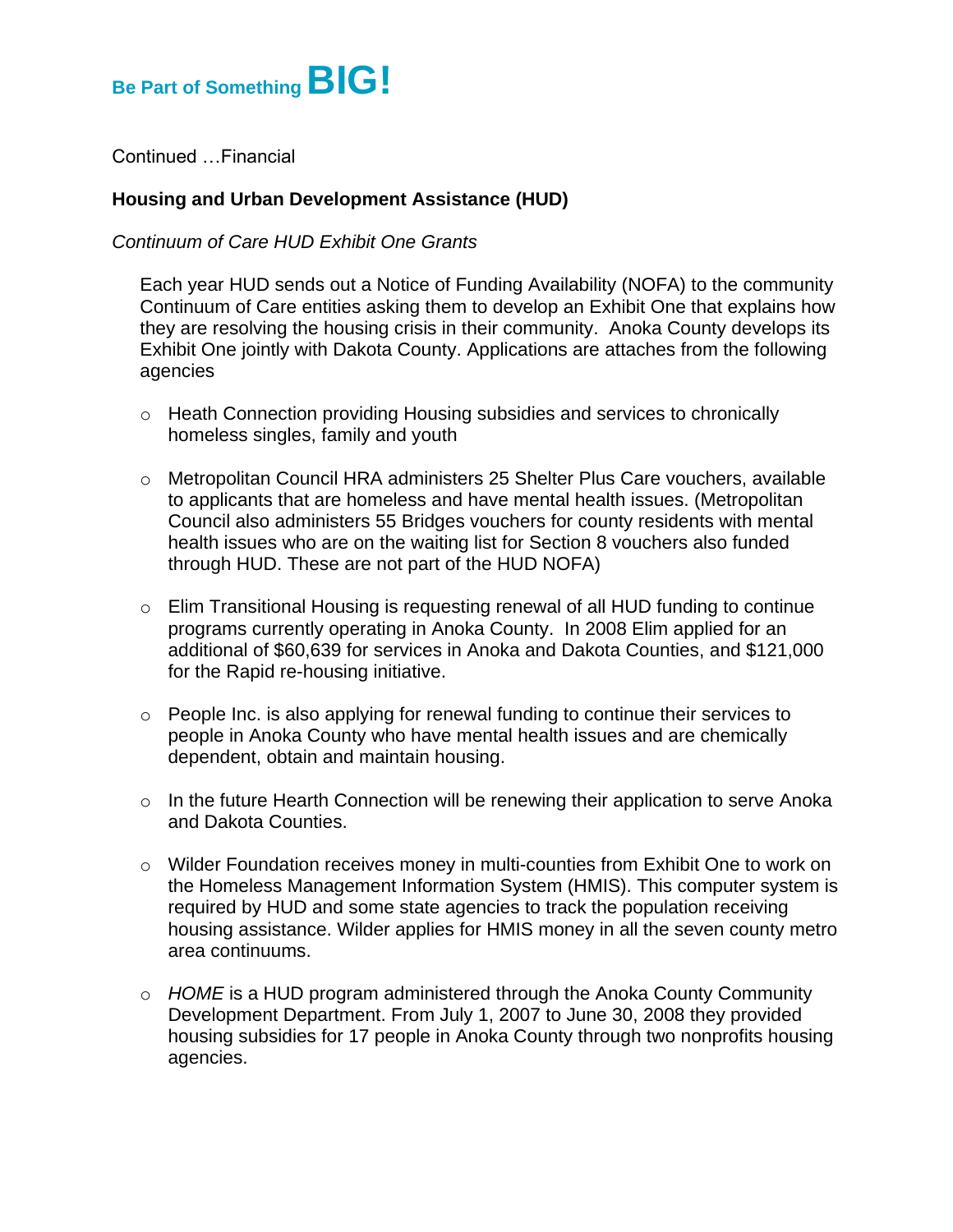Continued …Financial

**Housing and Urban Development Assistance (HUD)**

*Continuum of Care HUD Exhibit One Grants*

Each year HUD sends out a Notice of Funding Availability (NOFA) to the community Continuum of Care entities asking them to develop an Exhibit One that explains how they are resolving the housing crisis in their community. Anoka County develops its Exhibit One jointly with Dakota County. Applications are attaches from the following agencies

- Heath Connection providing Housing subsidies and services to chronically homeless singles, family and youth

- Metropolitan Council HRA administers 25 Shelter Plus Care vouchers, available to applicants that are homeless and have mental health issues. (Metropolitan Council also administers 55 Bridges vouchers for county residents with mental health issues who are on the waiting list for Section 8 vouchers also funded through HUD. These are not part of the HUD NOFA)

- Elim Transitional Housing is requesting renewal of all HUD funding to continue programs currently operating in Anoka County. In 2008 Elim applied for an additional of $60,639 for services in Anoka and Dakota Counties, and $121,000 for the Rapid re-housing initiative.

- People Inc. is also applying for renewal funding to continue their services to people in Anoka County who have mental health issues and are chemically dependent, obtain and maintain housing.

- In the future Hearth Connection will be renewing their application to serve Anoka and Dakota Counties.

- Wilder Foundation receives money in multi-counties from Exhibit One to work on the Homeless Management Information System (HMIS). This computer system is required by HUD and some state agencies to track the population receiving housing assistance. Wilder applies for HMIS money in all the seven county metro area continuums.

- *HOME* is a HUD program administered through the Anoka County Community Development Department. From July 1, 2007 to June 30, 2008 they provided housing subsidies for 17 people in Anoka County through two nonprofits housing agencies.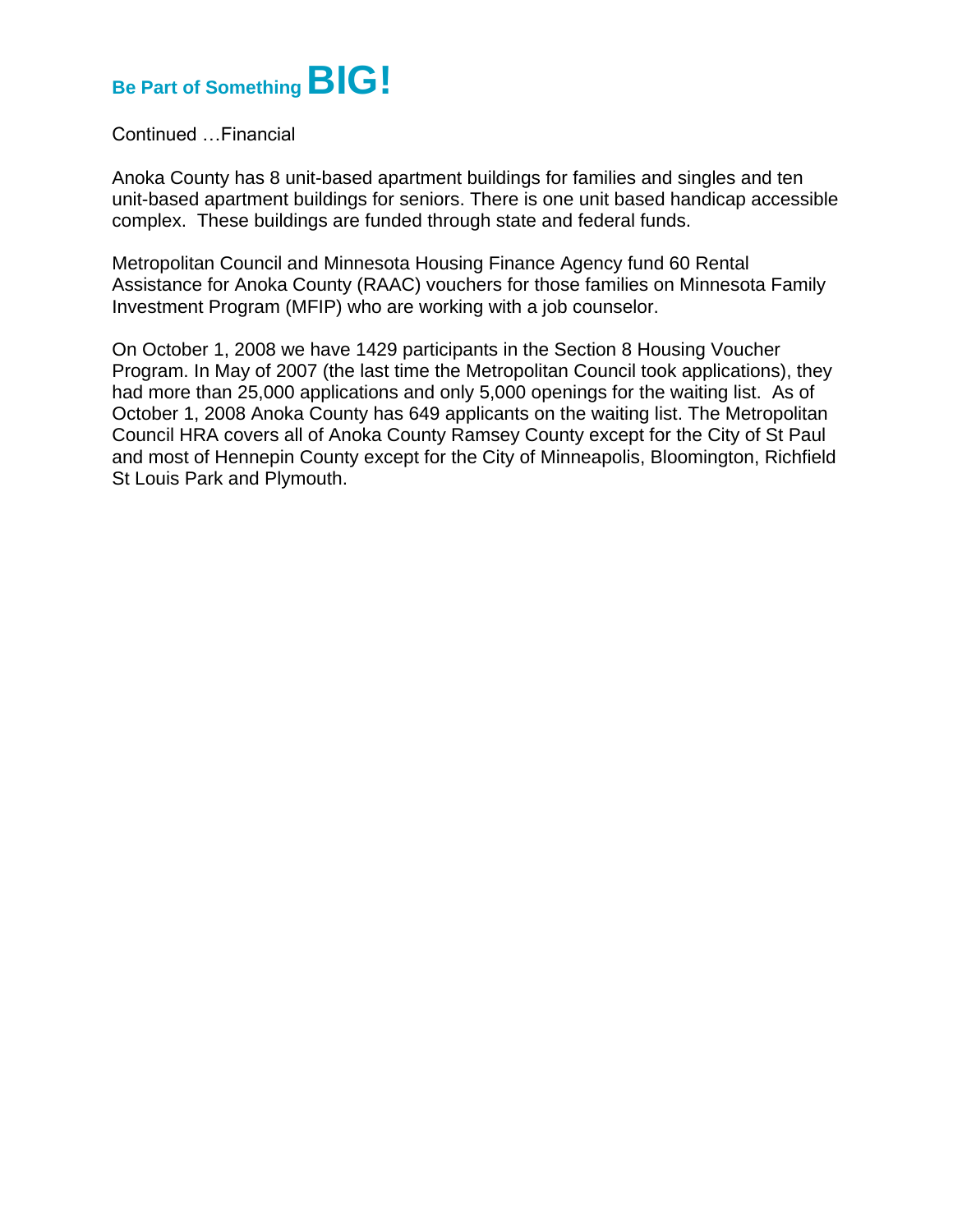## Be Part of Something **BIG!**

Continued …Financial

Anoka County has 8 unit-based apartment buildings for families and singles and ten unit-based apartment buildings for seniors. There is one unit based handicap accessible complex. These buildings are funded through state and federal funds.

Metropolitan Council and Minnesota Housing Finance Agency fund 60 Rental Assistance for Anoka County (RAAC) vouchers for those families on Minnesota Family Investment Program (MFIP) who are working with a job counselor.

On October 1, 2008 we have 1429 participants in the Section 8 Housing Voucher Program. In May of 2007 (the last time the Metropolitan Council took applications), they had more than 25,000 applications and only 5,000 openings for the waiting list. As of October 1, 2008 Anoka County has 649 applicants on the waiting list. The Metropolitan Council HRA covers all of Anoka County Ramsey County except for the City of St Paul and most of Hennepin County except for the City of Minneapolis, Bloomington, Richfield St Louis Park and Plymouth.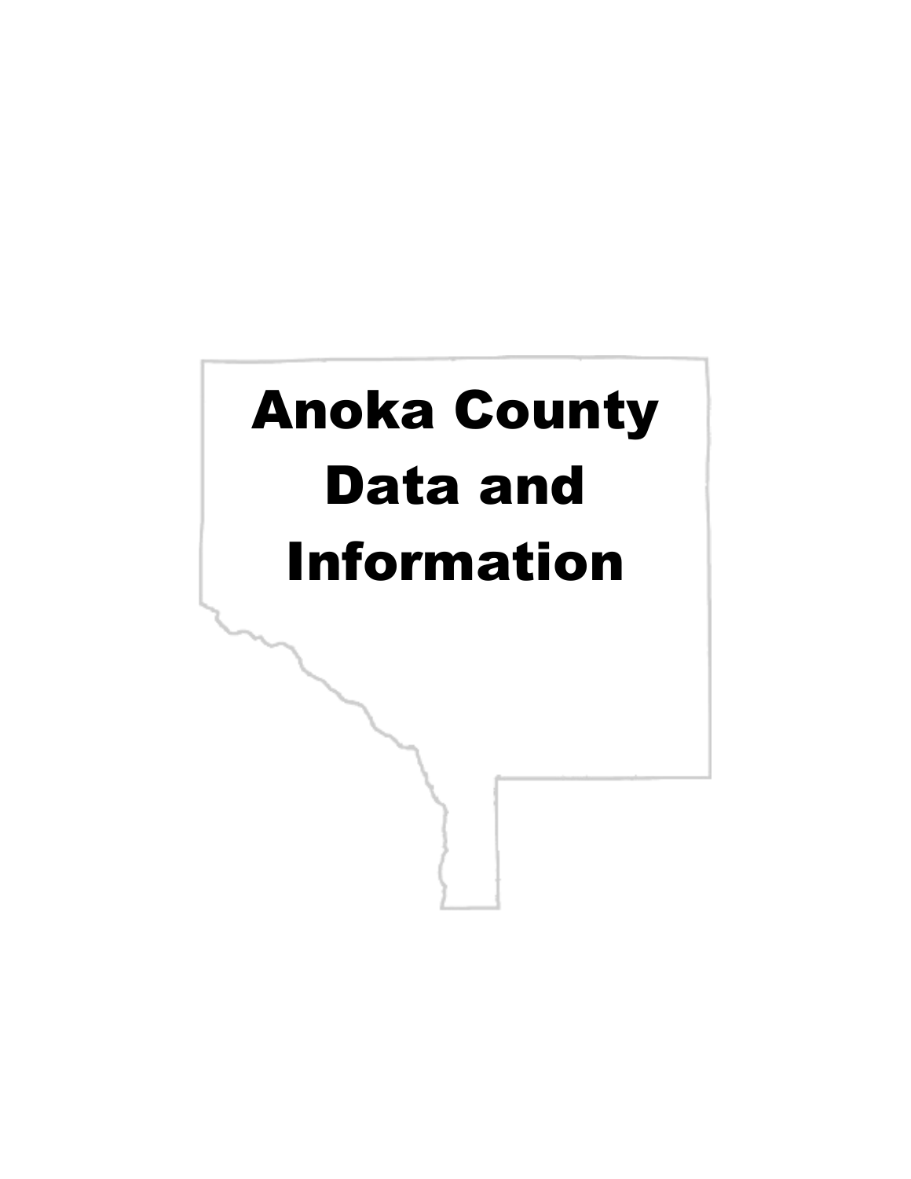# Anoka County Data and Information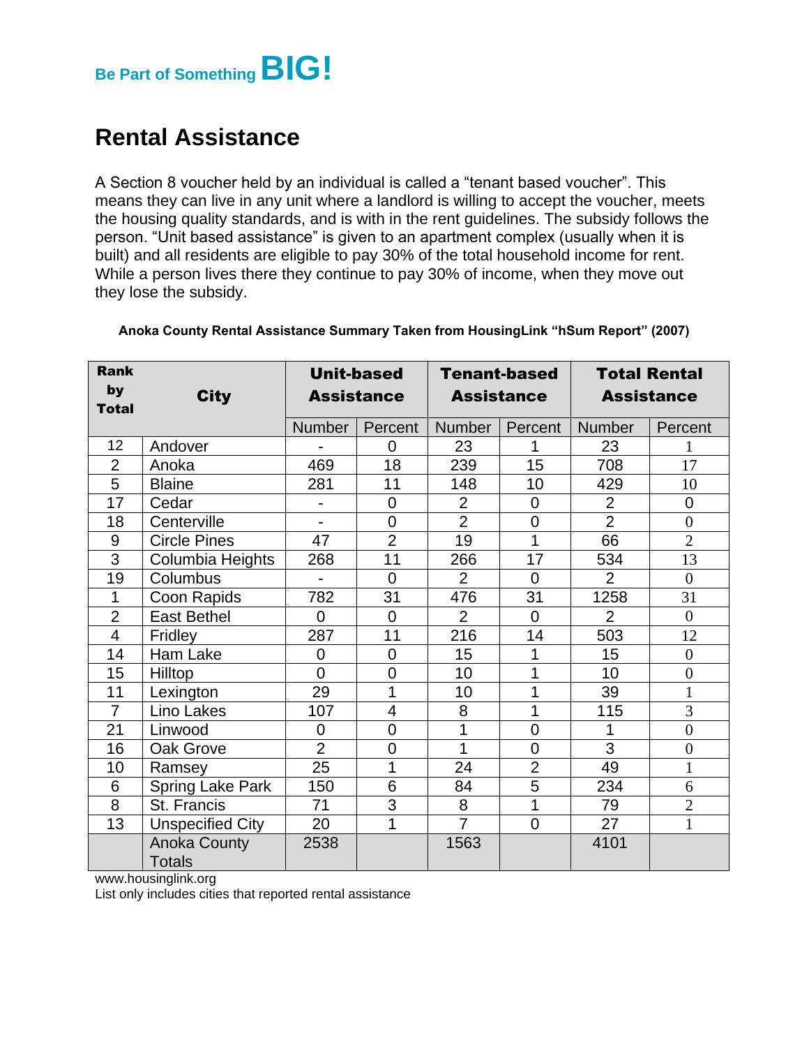Be Part of Something **BIG!**

# Rental Assistance

A Section 8 voucher held by an individual is called a "tenant based voucher". This means they can live in any unit where a landlord is willing to accept the voucher, meets the housing quality standards, and is with in the rent guidelines. The subsidy follows the person. "Unit based assistance" is given to an apartment complex (usually when it is built) and all residents are eligible to pay 30% of the total household income for rent. While a person lives there they continue to pay 30% of income, when they move out they lose the subsidy.

**Anoka County Rental Assistance Summary Taken from HousingLink "hSum Report" (2007)**

| Rank by Total | City | Unit-based Assistance | | Tenant-based Assistance | | Total Rental Assistance | |
|---|---|---|---|---|---|---|---|
| | | Number | Percent | Number | Percent | Number | Percent |
| 12 | Andover | - | 0 | 23 | 1 | 23 | 1 |
| 2 | Anoka | 469 | 18 | 239 | 15 | 708 | 17 |
| 5 | Blaine | 281 | 11 | 148 | 10 | 429 | 10 |
| 17 | Cedar | - | 0 | 2 | 0 | 2 | 0 |
| 18 | Centerville | - | 0 | 2 | 0 | 2 | 0 |
| 9 | Circle Pines | 47 | 2 | 19 | 1 | 66 | 2 |
| 3 | Columbia Heights | 268 | 11 | 266 | 17 | 534 | 13 |
| 19 | Columbus | - | 0 | 2 | 0 | 2 | 0 |
| 1 | Coon Rapids | 782 | 31 | 476 | 31 | 1258 | 31 |
| 2 | East Bethel | 0 | 0 | 2 | 0 | 2 | 0 |
| 4 | Fridley | 287 | 11 | 216 | 14 | 503 | 12 |
| 14 | Ham Lake | 0 | 0 | 15 | 1 | 15 | 0 |
| 15 | Hilltop | 0 | 0 | 10 | 1 | 10 | 0 |
| 11 | Lexington | 29 | 1 | 10 | 1 | 39 | 1 |
| 7 | Lino Lakes | 107 | 4 | 8 | 1 | 115 | 3 |
| 21 | Linwood | 0 | 0 | 1 | 0 | 1 | 0 |
| 16 | Oak Grove | 2 | 0 | 1 | 0 | 3 | 0 |
| 10 | Ramsey | 25 | 1 | 24 | 2 | 49 | 1 |
| 6 | Spring Lake Park | 150 | 6 | 84 | 5 | 234 | 6 |
| 8 | St. Francis | 71 | 3 | 8 | 1 | 79 | 2 |
| 13 | Unspecified City | 20 | 1 | 7 | 0 | 27 | 1 |
| | Anoka County Totals | 2538 | | 1563 | | 4101 | |

www.housinglink.org
List only includes cities that reported rental assistance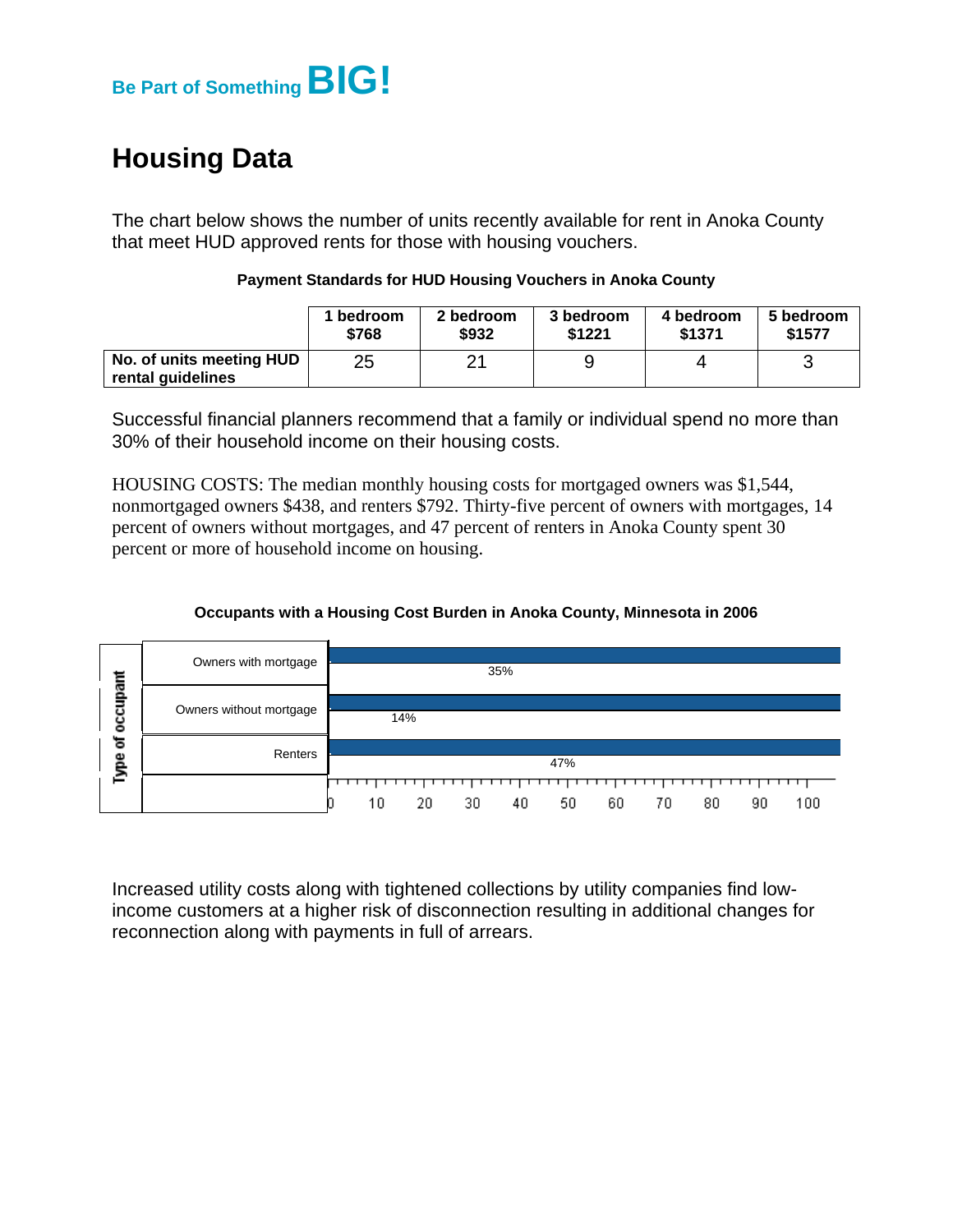Be Part of Something **BIG!**

# Housing Data

The chart below shows the number of units recently available for rent in Anoka County that meet HUD approved rents for those with housing vouchers.

**Payment Standards for HUD Housing Vouchers in Anoka County**

| | 1 bedroom $768 | 2 bedroom $932 | 3 bedroom $1221 | 4 bedroom $1371 | 5 bedroom $1577 |
|---|---|---|---|---|---|
| **No. of units meeting HUD rental guidelines** | 25 | 21 | 9 | 4 | 3 |

Successful financial planners recommend that a family or individual spend no more than 30% of their household income on their housing costs.

HOUSING COSTS: The median monthly housing costs for mortgaged owners was $1,544, nonmortgaged owners $438, and renters $792. Thirty-five percent of owners with mortgages, 14 percent of owners without mortgages, and 47 percent of renters in Anoka County spent 30 percent or more of household income on housing.

**Occupants with a Housing Cost Burden in Anoka County, Minnesota in 2006**

| Type of occupant | Percent |
|---|---|
| Owners with mortgage | 35% |
| Owners without mortgage | 14% |
| Renters | 47% |

Increased utility costs along with tightened collections by utility companies find low-income customers at a higher risk of disconnection resulting in additional changes for reconnection along with payments in full of arrears.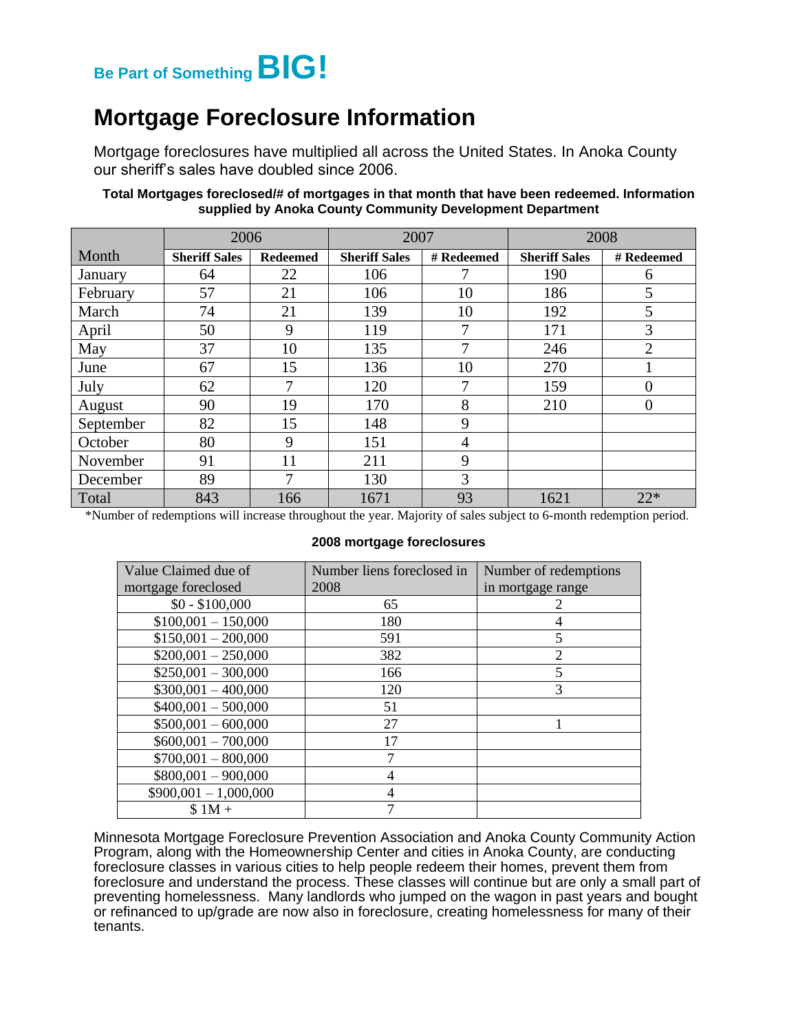Be Part of Something **BIG!**

# Mortgage Foreclosure Information

Mortgage foreclosures have multiplied all across the United States. In Anoka County our sheriff's sales have doubled since 2006.

**Total Mortgages foreclosed/# of mortgages in that month that have been redeemed. Information supplied by Anoka County Community Development Department**

| | 2006 | | 2007 | | 2008 | |
|---|---|---|---|---|---|---|
| Month | **Sheriff Sales** | **Redeemed** | **Sheriff Sales** | **# Redeemed** | **Sheriff Sales** | **# Redeemed** |
| January | 64 | 22 | 106 | 7 | 190 | 6 |
| February | 57 | 21 | 106 | 10 | 186 | 5 |
| March | 74 | 21 | 139 | 10 | 192 | 5 |
| April | 50 | 9 | 119 | 7 | 171 | 3 |
| May | 37 | 10 | 135 | 7 | 246 | 2 |
| June | 67 | 15 | 136 | 10 | 270 | 1 |
| July | 62 | 7 | 120 | 7 | 159 | 0 |
| August | 90 | 19 | 170 | 8 | 210 | 0 |
| September | 82 | 15 | 148 | 9 | | |
| October | 80 | 9 | 151 | 4 | | |
| November | 91 | 11 | 211 | 9 | | |
| December | 89 | 7 | 130 | 3 | | |
| Total | 843 | 166 | 1671 | 93 | 1621 | 22* |

*Number of redemptions will increase throughout the year. Majority of sales subject to 6-month redemption period.

**2008 mortgage foreclosures**

| Value Claimed due of mortgage foreclosed | Number liens foreclosed in 2008 | Number of redemptions in mortgage range |
|---|---|---|
| $0 - $100,000 | 65 | 2 |
| $100,001 – 150,000 | 180 | 4 |
| $150,001 – 200,000 | 591 | 5 |
| $200,001 – 250,000 | 382 | 2 |
| $250,001 – 300,000 | 166 | 5 |
| $300,001 – 400,000 | 120 | 3 |
| $400,001 – 500,000 | 51 | |
| $500,001 – 600,000 | 27 | 1 |
| $600,001 – 700,000 | 17 | |
| $700,001 – 800,000 | 7 | |
| $800,001 – 900,000 | 4 | |
| $900,001 – 1,000,000 | 4 | |
| $ 1M + | 7 | |

Minnesota Mortgage Foreclosure Prevention Association and Anoka County Community Action Program, along with the Homeownership Center and cities in Anoka County, are conducting foreclosure classes in various cities to help people redeem their homes, prevent them from foreclosure and understand the process. These classes will continue but are only a small part of preventing homelessness. Many landlords who jumped on the wagon in past years and bought or refinanced to up/grade are now also in foreclosure, creating homelessness for many of their tenants.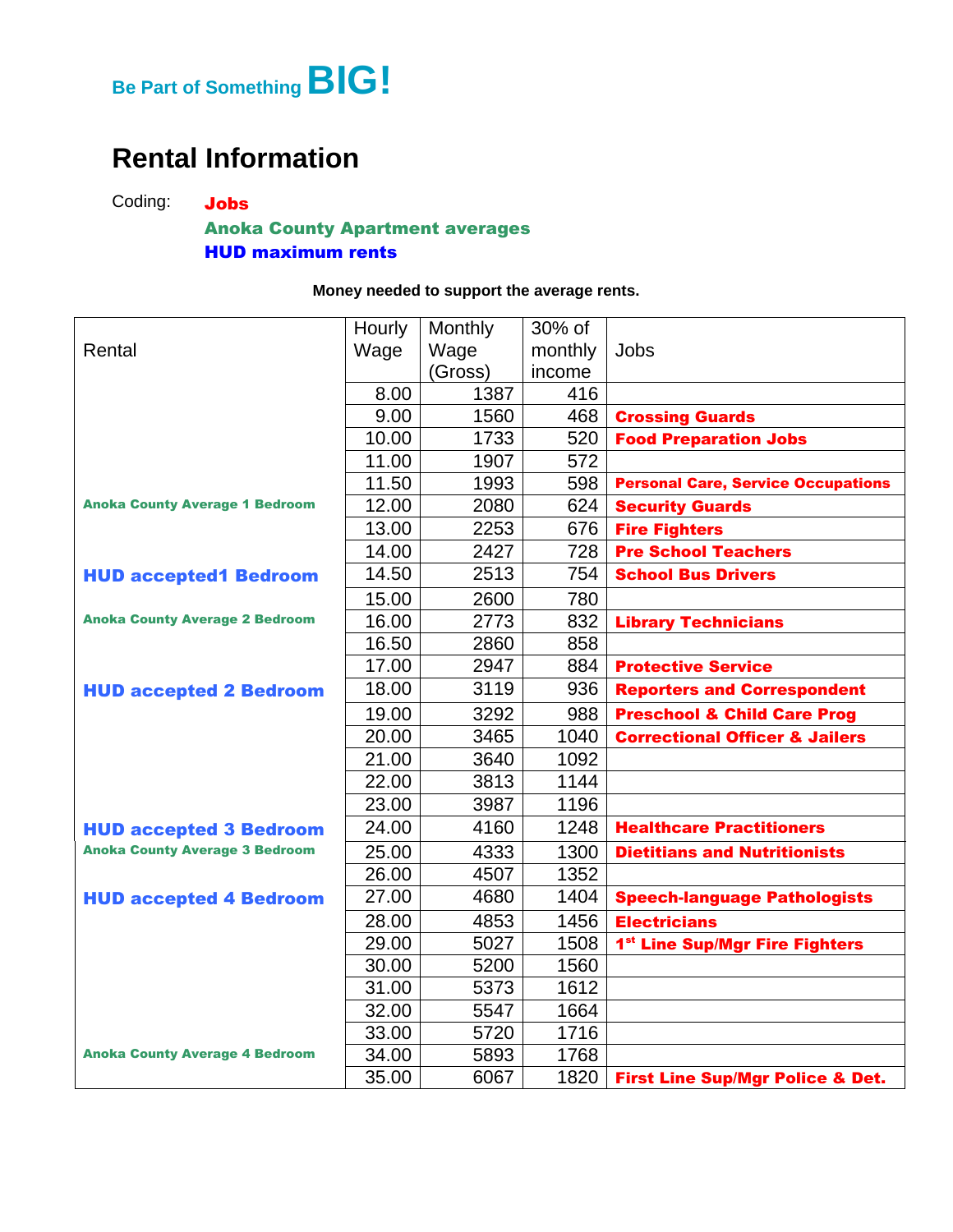Be Part of Something **BIG!**

# Rental Information

Coding: **Jobs**
**Anoka County Apartment averages**
**HUD maximum rents**

**Money needed to support the average rents.**

| Rental | Hourly Wage | Monthly Wage (Gross) | 30% of monthly income | Jobs |
|---|---|---|---|---|
| | 8.00 | 1387 | 416 | |
| | 9.00 | 1560 | 468 | **Crossing Guards** |
| | 10.00 | 1733 | 520 | **Food Preparation Jobs** |
| | 11.00 | 1907 | 572 | |
| | 11.50 | 1993 | 598 | **Personal Care, Service Occupations** |
| **Anoka County Average 1 Bedroom** | 12.00 | 2080 | 624 | **Security Guards** |
| | 13.00 | 2253 | 676 | **Fire Fighters** |
| | 14.00 | 2427 | 728 | **Pre School Teachers** |
| **HUD accepted1 Bedroom** | 14.50 | 2513 | 754 | **School Bus Drivers** |
| | 15.00 | 2600 | 780 | |
| **Anoka County Average 2 Bedroom** | 16.00 | 2773 | 832 | **Library Technicians** |
| | 16.50 | 2860 | 858 | |
| | 17.00 | 2947 | 884 | **Protective Service** |
| **HUD accepted 2 Bedroom** | 18.00 | 3119 | 936 | **Reporters and Correspondent** |
| | 19.00 | 3292 | 988 | **Preschool & Child Care Prog** |
| | 20.00 | 3465 | 1040 | **Correctional Officer & Jailers** |
| | 21.00 | 3640 | 1092 | |
| | 22.00 | 3813 | 1144 | |
| | 23.00 | 3987 | 1196 | |
| **HUD accepted 3 Bedroom** | 24.00 | 4160 | 1248 | **Healthcare Practitioners** |
| **Anoka County Average 3 Bedroom** | 25.00 | 4333 | 1300 | **Dietitians and Nutritionists** |
| | 26.00 | 4507 | 1352 | |
| **HUD accepted 4 Bedroom** | 27.00 | 4680 | 1404 | **Speech-language Pathologists** |
| | 28.00 | 4853 | 1456 | **Electricians** |
| | 29.00 | 5027 | 1508 | **1st Line Sup/Mgr Fire Fighters** |
| | 30.00 | 5200 | 1560 | |
| | 31.00 | 5373 | 1612 | |
| | 32.00 | 5547 | 1664 | |
| | 33.00 | 5720 | 1716 | |
| **Anoka County Average 4 Bedroom** | 34.00 | 5893 | 1768 | |
| | 35.00 | 6067 | 1820 | **First Line Sup/Mgr Police & Det.** |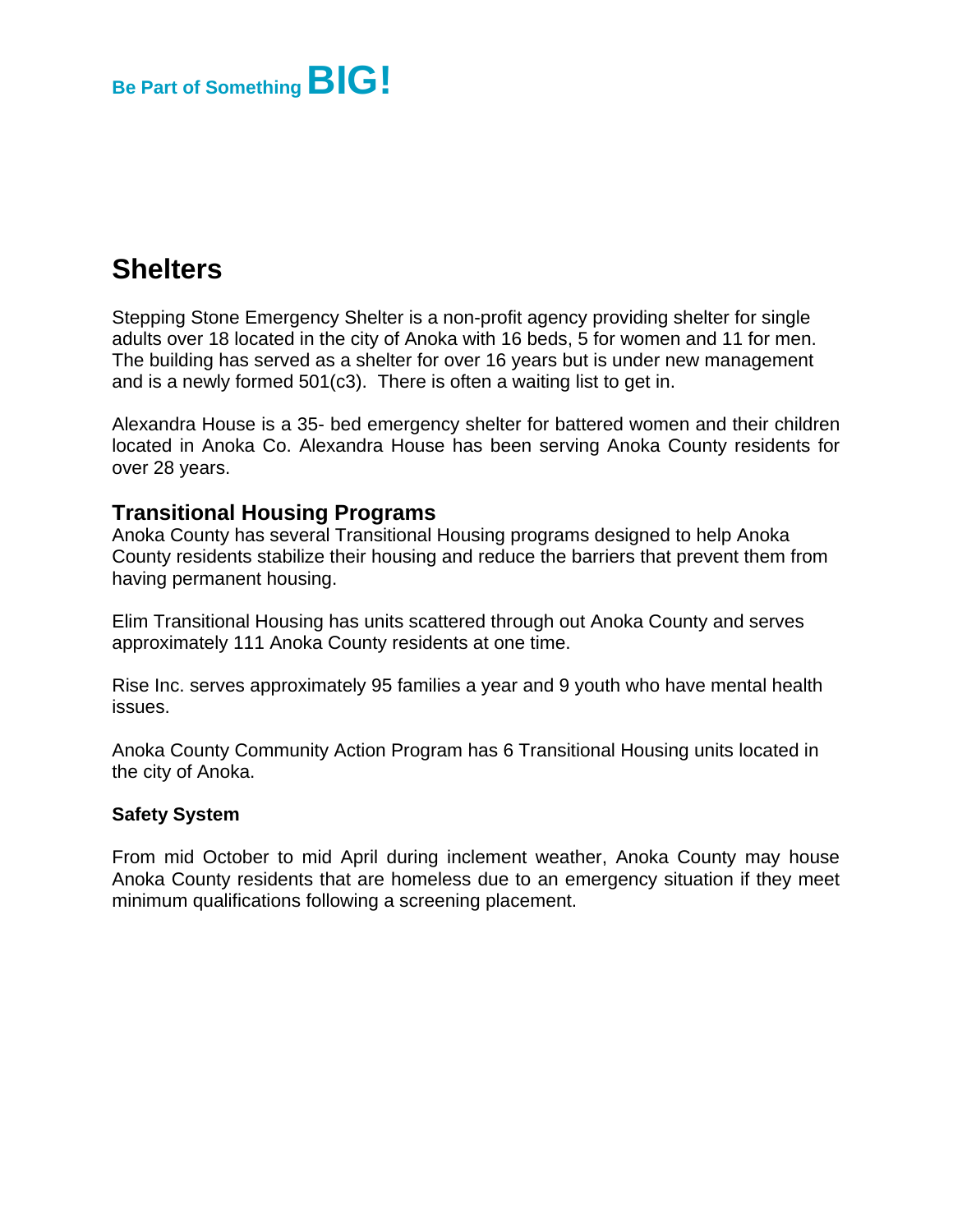## Shelters

Stepping Stone Emergency Shelter is a non-profit agency providing shelter for single adults over 18 located in the city of Anoka with 16 beds, 5 for women and 11 for men. The building has served as a shelter for over 16 years but is under new management and is a newly formed 501(c3). There is often a waiting list to get in.

Alexandra House is a 35- bed emergency shelter for battered women and their children located in Anoka Co. Alexandra House has been serving Anoka County residents for over 28 years.

### Transitional Housing Programs

Anoka County has several Transitional Housing programs designed to help Anoka County residents stabilize their housing and reduce the barriers that prevent them from having permanent housing.

Elim Transitional Housing has units scattered through out Anoka County and serves approximately 111 Anoka County residents at one time.

Rise Inc. serves approximately 95 families a year and 9 youth who have mental health issues.

Anoka County Community Action Program has 6 Transitional Housing units located in the city of Anoka.

**Safety System**

From mid October to mid April during inclement weather, Anoka County may house Anoka County residents that are homeless due to an emergency situation if they meet minimum qualifications following a screening placement.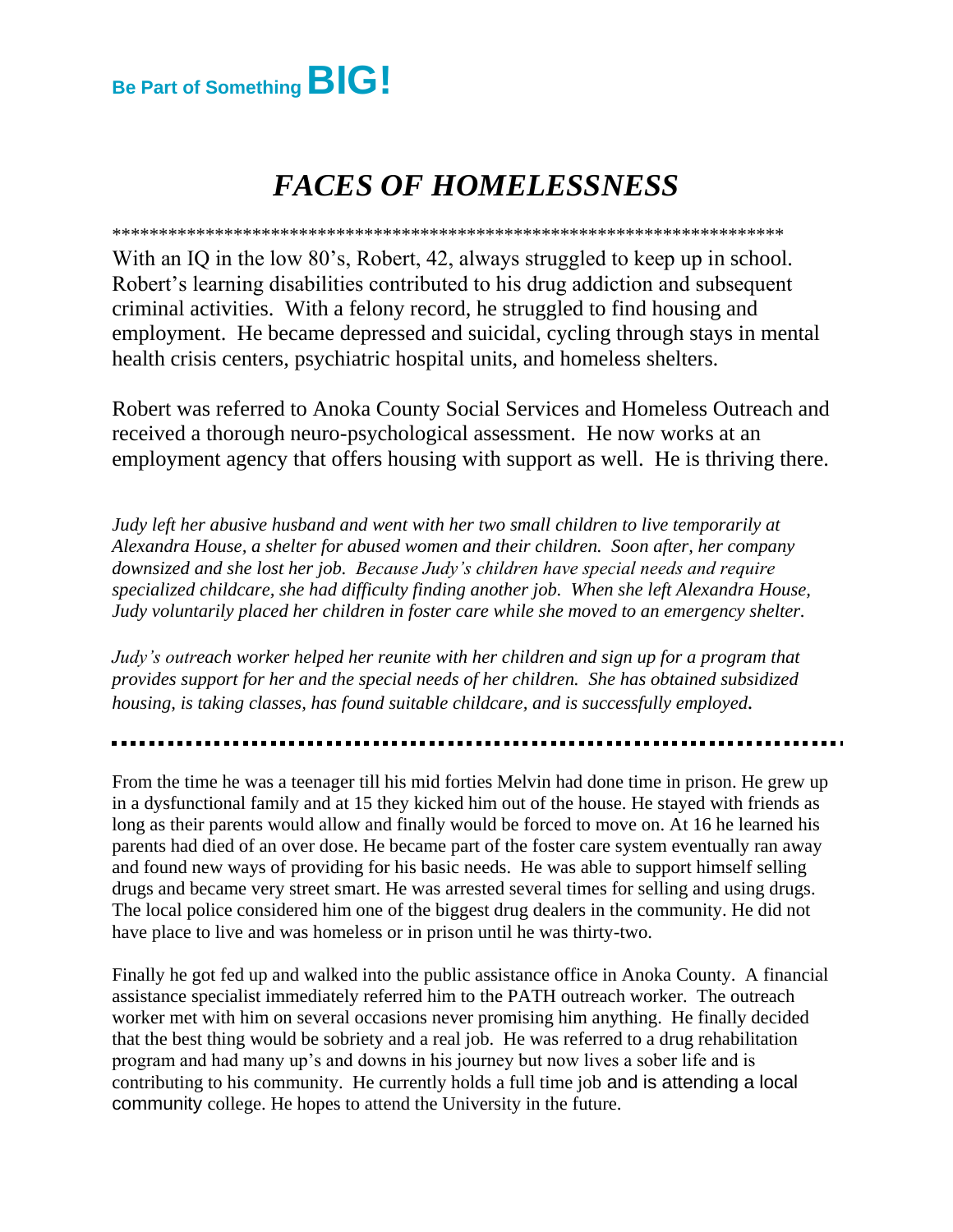**Be Part of Something BIG!**

# *FACES OF HOMELESSNESS*

***************************************************************************

With an IQ in the low 80's, Robert, 42, always struggled to keep up in school. Robert's learning disabilities contributed to his drug addiction and subsequent criminal activities. With a felony record, he struggled to find housing and employment. He became depressed and suicidal, cycling through stays in mental health crisis centers, psychiatric hospital units, and homeless shelters.

Robert was referred to Anoka County Social Services and Homeless Outreach and received a thorough neuro-psychological assessment. He now works at an employment agency that offers housing with support as well. He is thriving there.

*Judy left her abusive husband and went with her two small children to live temporarily at Alexandra House, a shelter for abused women and their children. Soon after, her company downsized and she lost her job. Because Judy's children have special needs and require specialized childcare, she had difficulty finding another job. When she left Alexandra House, Judy voluntarily placed her children in foster care while she moved to an emergency shelter.*

*Judy's outreach worker helped her reunite with her children and sign up for a program that provides support for her and the special needs of her children. She has obtained subsidized housing, is taking classes, has found suitable childcare, and is successfully employed.*

---

From the time he was a teenager till his mid forties Melvin had done time in prison. He grew up in a dysfunctional family and at 15 they kicked him out of the house. He stayed with friends as long as their parents would allow and finally would be forced to move on. At 16 he learned his parents had died of an over dose. He became part of the foster care system eventually ran away and found new ways of providing for his basic needs. He was able to support himself selling drugs and became very street smart. He was arrested several times for selling and using drugs. The local police considered him one of the biggest drug dealers in the community. He did not have place to live and was homeless or in prison until he was thirty-two.

Finally he got fed up and walked into the public assistance office in Anoka County. A financial assistance specialist immediately referred him to the PATH outreach worker. The outreach worker met with him on several occasions never promising him anything. He finally decided that the best thing would be sobriety and a real job. He was referred to a drug rehabilitation program and had many up's and downs in his journey but now lives a sober life and is contributing to his community. He currently holds a full time job and is attending a local community college. He hopes to attend the University in the future.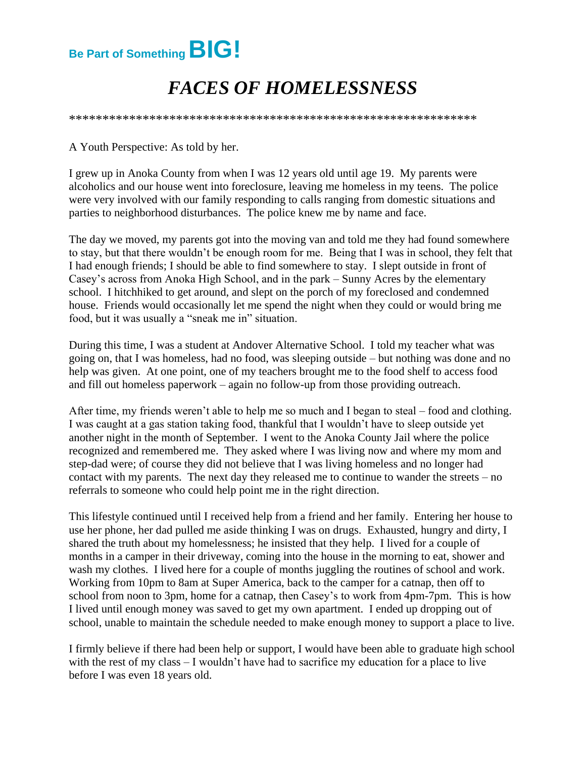Be Part of Something **BIG!**

# *FACES OF HOMELESSNESS*

***************************************************************

A Youth Perspective: As told by her.

I grew up in Anoka County from when I was 12 years old until age 19. My parents were alcoholics and our house went into foreclosure, leaving me homeless in my teens. The police were very involved with our family responding to calls ranging from domestic situations and parties to neighborhood disturbances. The police knew me by name and face.

The day we moved, my parents got into the moving van and told me they had found somewhere to stay, but that there wouldn't be enough room for me. Being that I was in school, they felt that I had enough friends; I should be able to find somewhere to stay. I slept outside in front of Casey's across from Anoka High School, and in the park – Sunny Acres by the elementary school. I hitchhiked to get around, and slept on the porch of my foreclosed and condemned house. Friends would occasionally let me spend the night when they could or would bring me food, but it was usually a "sneak me in" situation.

During this time, I was a student at Andover Alternative School. I told my teacher what was going on, that I was homeless, had no food, was sleeping outside – but nothing was done and no help was given. At one point, one of my teachers brought me to the food shelf to access food and fill out homeless paperwork – again no follow-up from those providing outreach.

After time, my friends weren't able to help me so much and I began to steal – food and clothing. I was caught at a gas station taking food, thankful that I wouldn't have to sleep outside yet another night in the month of September. I went to the Anoka County Jail where the police recognized and remembered me. They asked where I was living now and where my mom and step-dad were; of course they did not believe that I was living homeless and no longer had contact with my parents. The next day they released me to continue to wander the streets – no referrals to someone who could help point me in the right direction.

This lifestyle continued until I received help from a friend and her family. Entering her house to use her phone, her dad pulled me aside thinking I was on drugs. Exhausted, hungry and dirty, I shared the truth about my homelessness; he insisted that they help. I lived for a couple of months in a camper in their driveway, coming into the house in the morning to eat, shower and wash my clothes. I lived here for a couple of months juggling the routines of school and work. Working from 10pm to 8am at Super America, back to the camper for a catnap, then off to school from noon to 3pm, home for a catnap, then Casey's to work from 4pm-7pm. This is how I lived until enough money was saved to get my own apartment. I ended up dropping out of school, unable to maintain the schedule needed to make enough money to support a place to live.

I firmly believe if there had been help or support, I would have been able to graduate high school with the rest of my class – I wouldn't have had to sacrifice my education for a place to live before I was even 18 years old.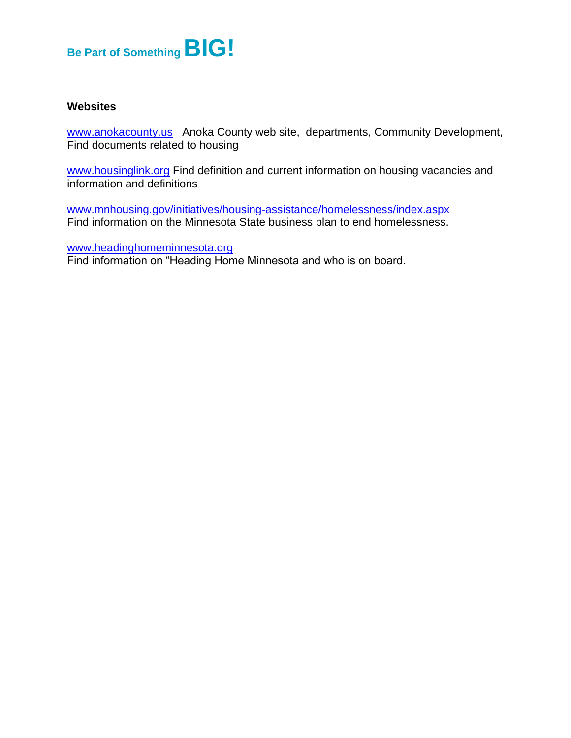Be Part of Something **BIG!**

**Websites**

www.anokacounty.us Anoka County web site, departments, Community Development, Find documents related to housing

www.housinglink.org Find definition and current information on housing vacancies and information and definitions

www.mnhousing.gov/initiatives/housing-assistance/homelessness/index.aspx
Find information on the Minnesota State business plan to end homelessness.

www.headinghomeminnesota.org
Find information on "Heading Home Minnesota and who is on board.